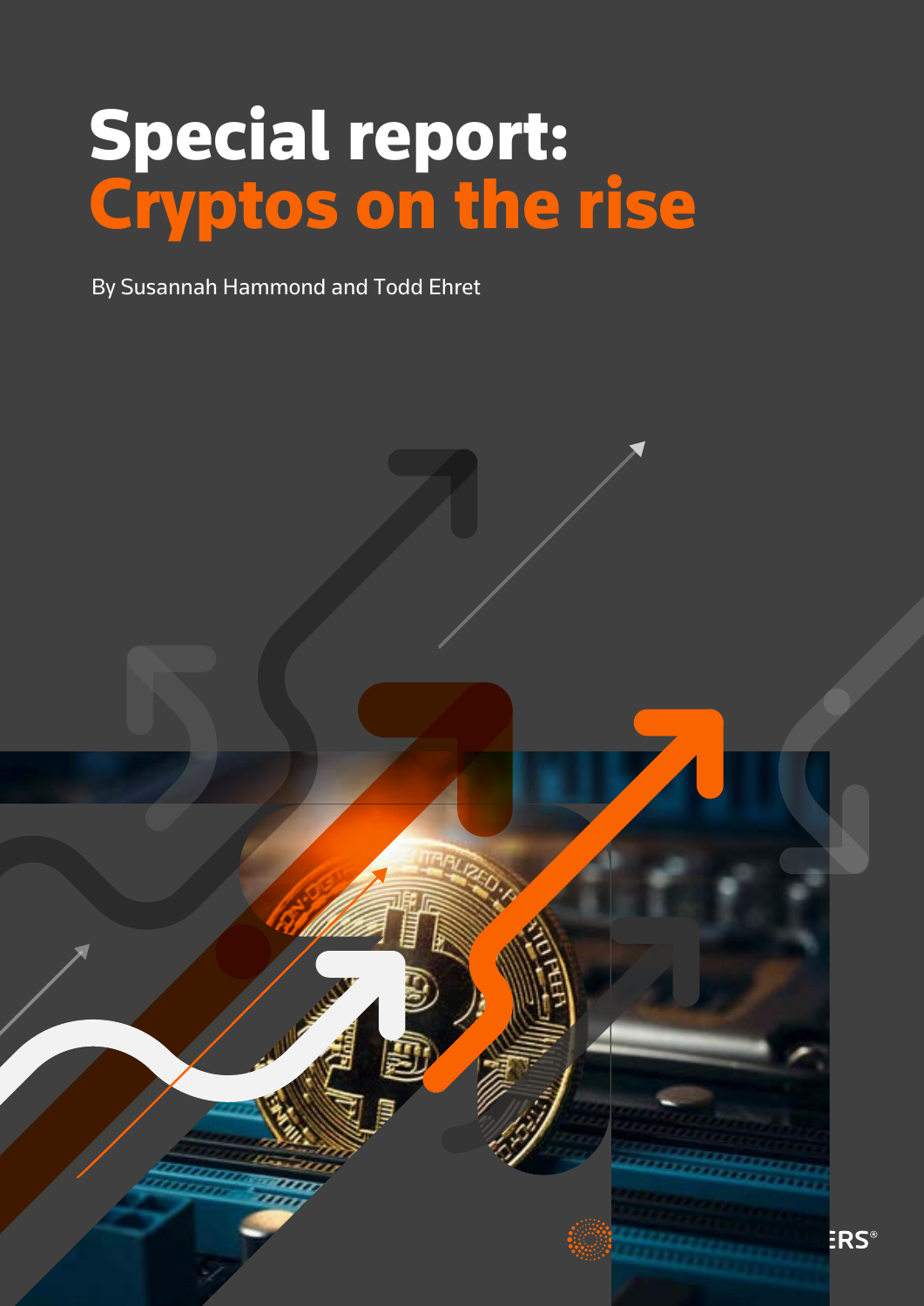# Special report: Cryptos on the rise

By Susannah Hammond and Todd Ehret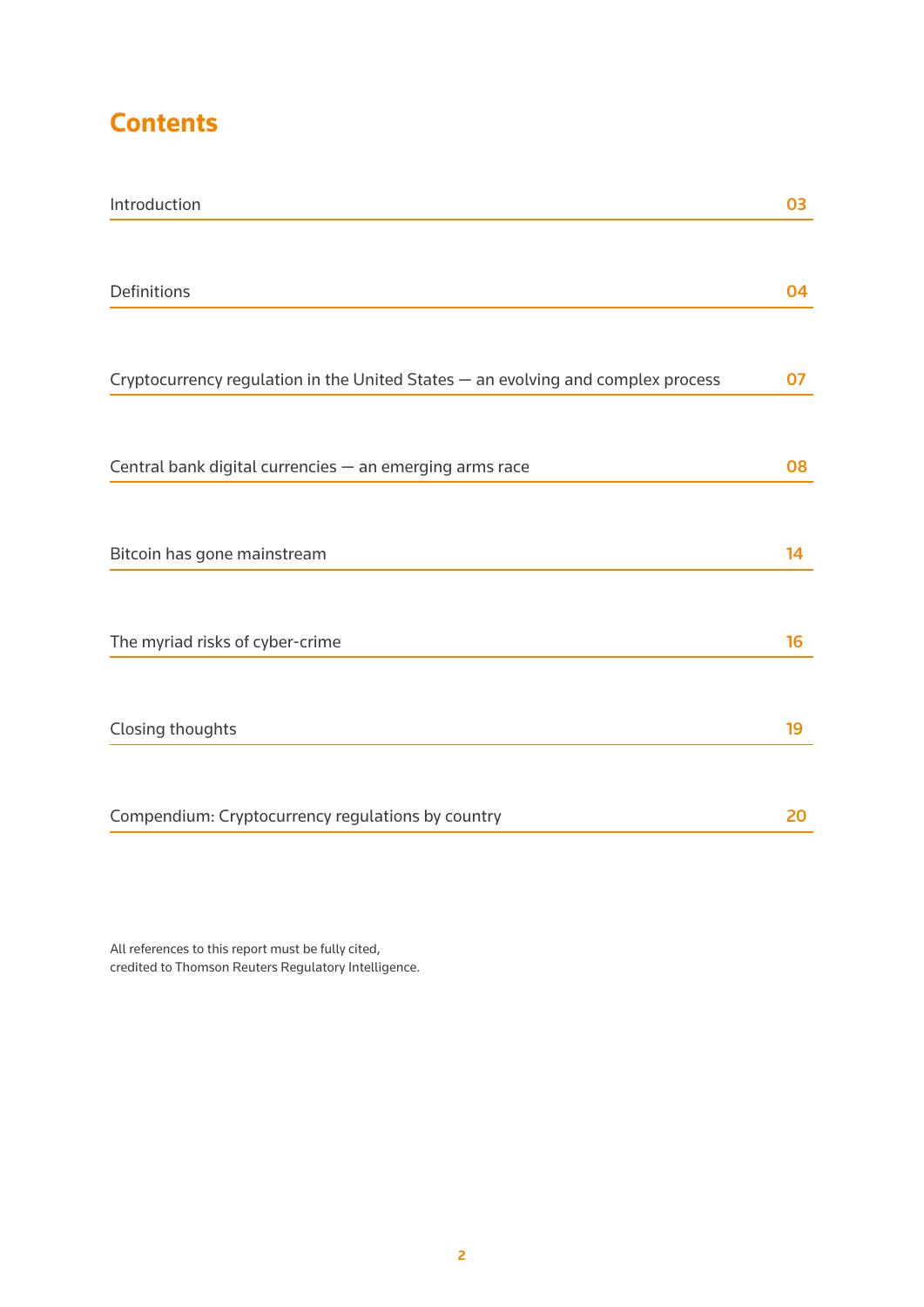# Contents

| | |
|---|---|
| Introduction | 03 |
| Definitions | 04 |
| Cryptocurrency regulation in the United States — an evolving and complex process | 07 |
| Central bank digital currencies — an emerging arms race | 08 |
| Bitcoin has gone mainstream | 14 |
| The myriad risks of cyber-crime | 16 |
| Closing thoughts | 19 |
| Compendium: Cryptocurrency regulations by country | 20 |

All references to this report must be fully cited, credited to Thomson Reuters Regulatory Intelligence.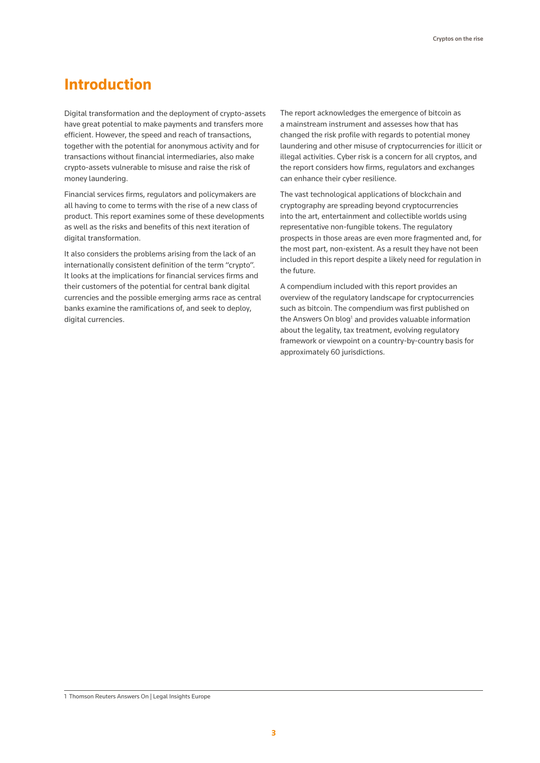# Introduction

Digital transformation and the deployment of crypto-assets have great potential to make payments and transfers more efficient. However, the speed and reach of transactions, together with the potential for anonymous activity and for transactions without financial intermediaries, also make crypto-assets vulnerable to misuse and raise the risk of money laundering.

Financial services firms, regulators and policymakers are all having to come to terms with the rise of a new class of product. This report examines some of these developments as well as the risks and benefits of this next iteration of digital transformation.

It also considers the problems arising from the lack of an internationally consistent definition of the term "crypto". It looks at the implications for financial services firms and their customers of the potential for central bank digital currencies and the possible emerging arms race as central banks examine the ramifications of, and seek to deploy, digital currencies.

The report acknowledges the emergence of bitcoin as a mainstream instrument and assesses how that has changed the risk profile with regards to potential money laundering and other misuse of cryptocurrencies for illicit or illegal activities. Cyber risk is a concern for all cryptos, and the report considers how firms, regulators and exchanges can enhance their cyber resilience.

The vast technological applications of blockchain and cryptography are spreading beyond cryptocurrencies into the art, entertainment and collectible worlds using representative non-fungible tokens. The regulatory prospects in those areas are even more fragmented and, for the most part, non-existent. As a result they have not been included in this report despite a likely need for regulation in the future.

A compendium included with this report provides an overview of the regulatory landscape for cryptocurrencies such as bitcoin. The compendium was first published on the Answers On blog[1] and provides valuable information about the legality, tax treatment, evolving regulatory framework or viewpoint on a country-by-country basis for approximately 60 jurisdictions.

1 Thomson Reuters Answers On | Legal Insights Europe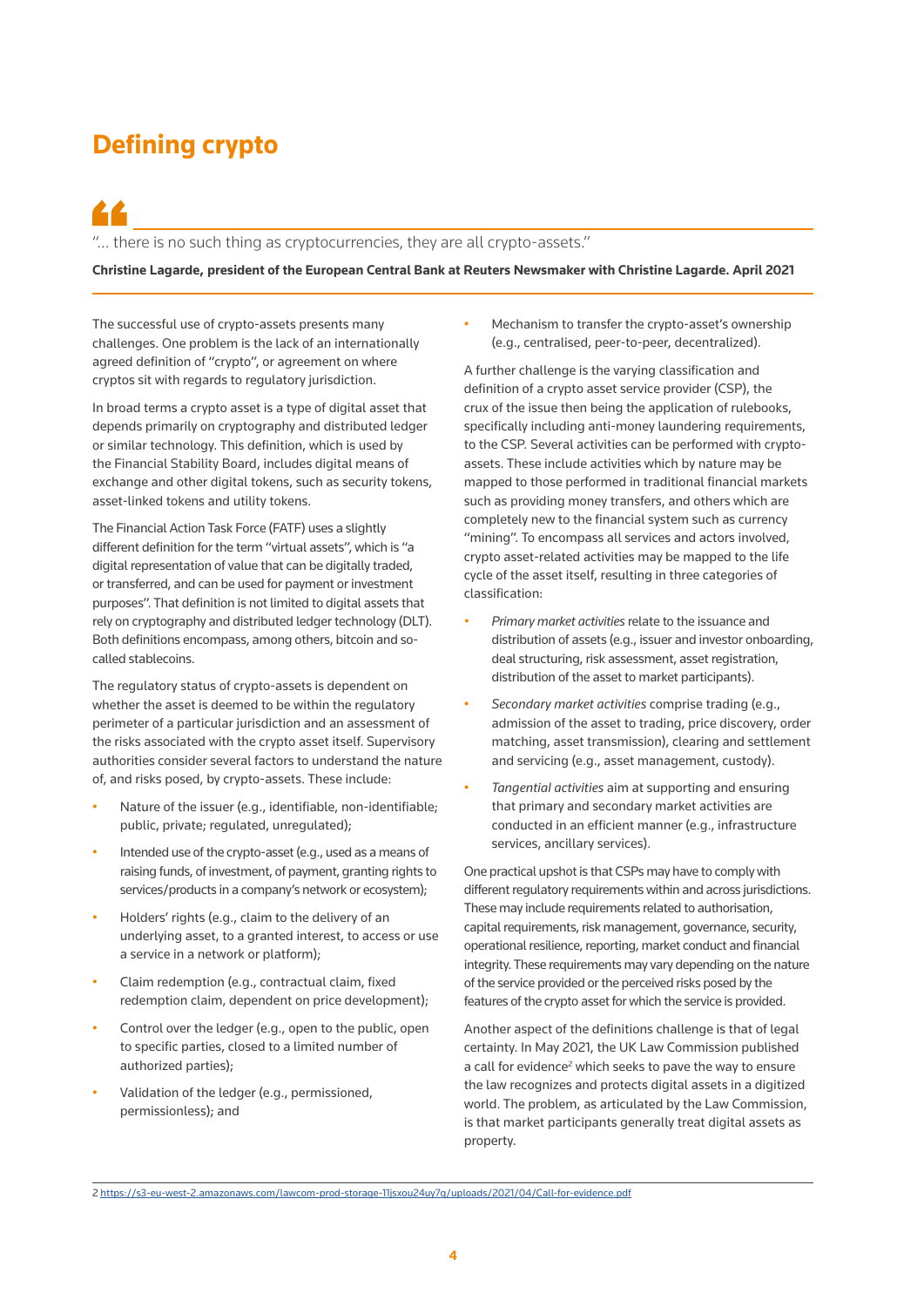# Defining crypto

> "... there is no such thing as cryptocurrencies, they are all crypto-assets."
>
> **Christine Lagarde, president of the European Central Bank at Reuters Newsmaker with Christine Lagarde. April 2021**

The successful use of crypto-assets presents many challenges. One problem is the lack of an internationally agreed definition of "crypto", or agreement on where cryptos sit with regards to regulatory jurisdiction.

In broad terms a crypto asset is a type of digital asset that depends primarily on cryptography and distributed ledger or similar technology. This definition, which is used by the Financial Stability Board, includes digital means of exchange and other digital tokens, such as security tokens, asset-linked tokens and utility tokens.

The Financial Action Task Force (FATF) uses a slightly different definition for the term "virtual assets", which is "a digital representation of value that can be digitally traded, or transferred, and can be used for payment or investment purposes". That definition is not limited to digital assets that rely on cryptography and distributed ledger technology (DLT). Both definitions encompass, among others, bitcoin and so-called stablecoins.

The regulatory status of crypto-assets is dependent on whether the asset is deemed to be within the regulatory perimeter of a particular jurisdiction and an assessment of the risks associated with the crypto asset itself. Supervisory authorities consider several factors to understand the nature of, and risks posed, by crypto-assets. These include:

- Nature of the issuer (e.g., identifiable, non-identifiable; public, private; regulated, unregulated);
- Intended use of the crypto-asset (e.g., used as a means of raising funds, of investment, of payment, granting rights to services/products in a company's network or ecosystem);
- Holders' rights (e.g., claim to the delivery of an underlying asset, to a granted interest, to access or use a service in a network or platform);
- Claim redemption (e.g., contractual claim, fixed redemption claim, dependent on price development);
- Control over the ledger (e.g., open to the public, open to specific parties, closed to a limited number of authorized parties);
- Validation of the ledger (e.g., permissioned, permissionless); and
- Mechanism to transfer the crypto-asset's ownership (e.g., centralised, peer-to-peer, decentralized).

A further challenge is the varying classification and definition of a crypto asset service provider (CSP), the crux of the issue then being the application of rulebooks, specifically including anti-money laundering requirements, to the CSP. Several activities can be performed with crypto-assets. These include activities which by nature may be mapped to those performed in traditional financial markets such as providing money transfers, and others which are completely new to the financial system such as currency "mining". To encompass all services and actors involved, crypto asset-related activities may be mapped to the life cycle of the asset itself, resulting in three categories of classification:

- *Primary market activities* relate to the issuance and distribution of assets (e.g., issuer and investor onboarding, deal structuring, risk assessment, asset registration, distribution of the asset to market participants).
- *Secondary market activities* comprise trading (e.g., admission of the asset to trading, price discovery, order matching, asset transmission), clearing and settlement and servicing (e.g., asset management, custody).
- *Tangential activities* aim at supporting and ensuring that primary and secondary market activities are conducted in an efficient manner (e.g., infrastructure services, ancillary services).

One practical upshot is that CSPs may have to comply with different regulatory requirements within and across jurisdictions. These may include requirements related to authorisation, capital requirements, risk management, governance, security, operational resilience, reporting, market conduct and financial integrity. These requirements may vary depending on the nature of the service provided or the perceived risks posed by the features of the crypto asset for which the service is provided.

Another aspect of the definitions challenge is that of legal certainty. In May 2021, the UK Law Commission published a call for evidence[2] which seeks to pave the way to ensure the law recognizes and protects digital assets in a digitized world. The problem, as articulated by the Law Commission, is that market participants generally treat digital assets as property.

2 https://s3-eu-west-2.amazonaws.com/lawcom-prod-storage-11jsxou24uy7q/uploads/2021/04/Call-for-evidence.pdf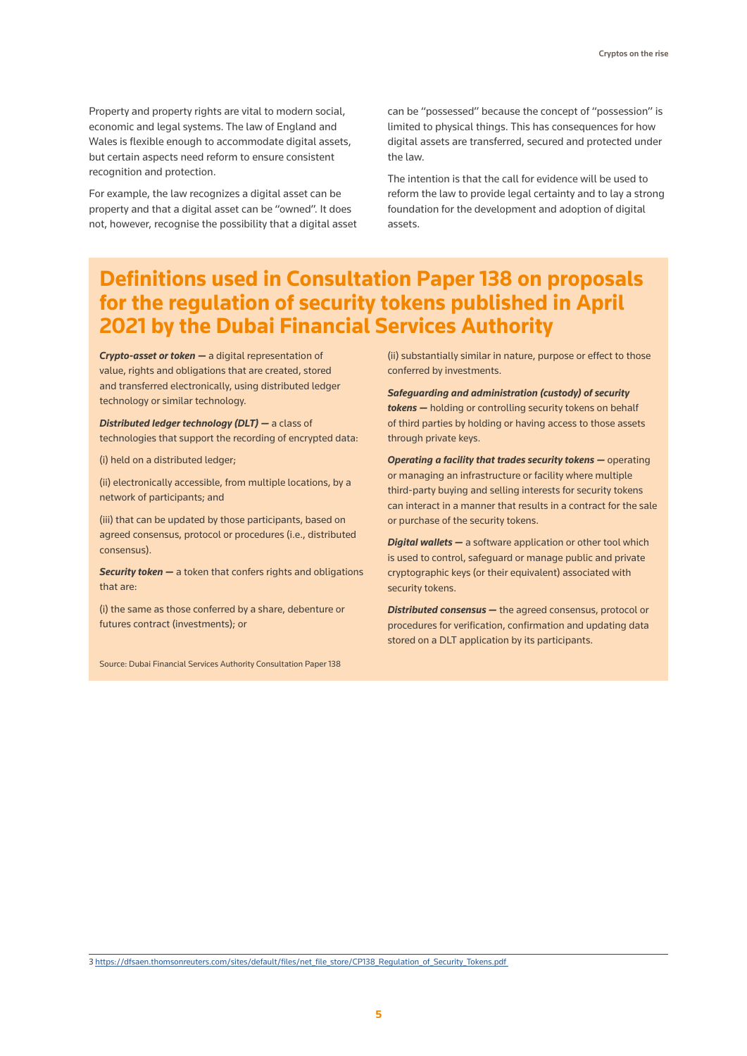Property and property rights are vital to modern social, economic and legal systems. The law of England and Wales is flexible enough to accommodate digital assets, but certain aspects need reform to ensure consistent recognition and protection.

For example, the law recognizes a digital asset can be property and that a digital asset can be "owned". It does not, however, recognise the possibility that a digital asset can be "possessed" because the concept of "possession" is limited to physical things. This has consequences for how digital assets are transferred, secured and protected under the law.

The intention is that the call for evidence will be used to reform the law to provide legal certainty and to lay a strong foundation for the development and adoption of digital assets.

## Definitions used in Consultation Paper 138 on proposals for the regulation of security tokens published in April 2021 by the Dubai Financial Services Authority

***Crypto-asset or token —*** a digital representation of value, rights and obligations that are created, stored and transferred electronically, using distributed ledger technology or similar technology.

***Distributed ledger technology (DLT) —*** a class of technologies that support the recording of encrypted data:

(i) held on a distributed ledger;

(ii) electronically accessible, from multiple locations, by a network of participants; and

(iii) that can be updated by those participants, based on agreed consensus, protocol or procedures (i.e., distributed consensus).

***Security token —*** a token that confers rights and obligations that are:

(i) the same as those conferred by a share, debenture or futures contract (investments); or

(ii) substantially similar in nature, purpose or effect to those conferred by investments.

***Safeguarding and administration (custody) of security tokens —*** holding or controlling security tokens on behalf of third parties by holding or having access to those assets through private keys.

***Operating a facility that trades security tokens —*** operating or managing an infrastructure or facility where multiple third-party buying and selling interests for security tokens can interact in a manner that results in a contract for the sale or purchase of the security tokens.

***Digital wallets —*** a software application or other tool which is used to control, safeguard or manage public and private cryptographic keys (or their equivalent) associated with security tokens.

***Distributed consensus —*** the agreed consensus, protocol or procedures for verification, confirmation and updating data stored on a DLT application by its participants.

Source: Dubai Financial Services Authority Consultation Paper 138

3 https://dfsaen.thomsonreuters.com/sites/default/files/net_file_store/CP138_Regulation_of_Security_Tokens.pdf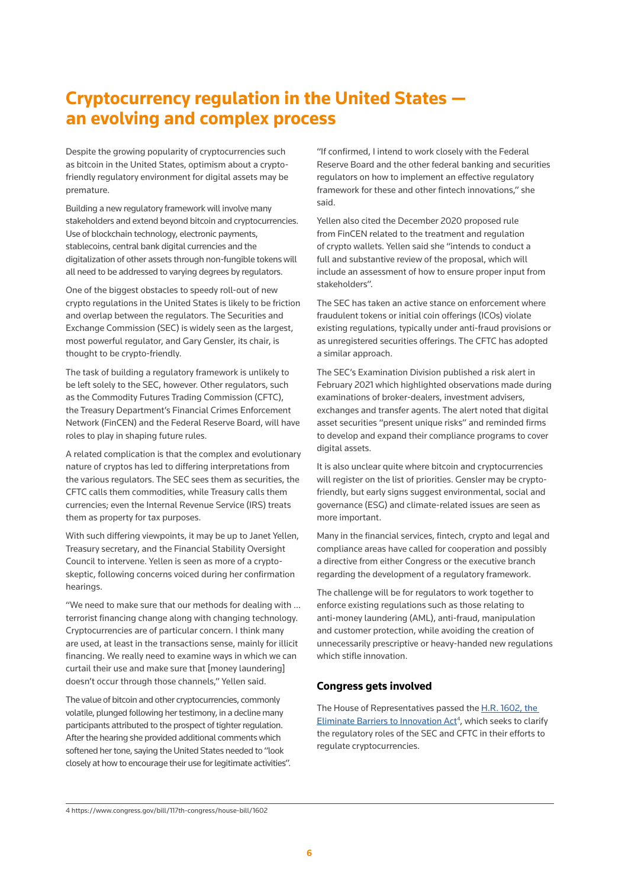# Cryptocurrency regulation in the United States — an evolving and complex process

Despite the growing popularity of cryptocurrencies such as bitcoin in the United States, optimism about a crypto-friendly regulatory environment for digital assets may be premature.

Building a new regulatory framework will involve many stakeholders and extend beyond bitcoin and cryptocurrencies. Use of blockchain technology, electronic payments, stablecoins, central bank digital currencies and the digitalization of other assets through non-fungible tokens will all need to be addressed to varying degrees by regulators.

One of the biggest obstacles to speedy roll-out of new crypto regulations in the United States is likely to be friction and overlap between the regulators. The Securities and Exchange Commission (SEC) is widely seen as the largest, most powerful regulator, and Gary Gensler, its chair, is thought to be crypto-friendly.

The task of building a regulatory framework is unlikely to be left solely to the SEC, however. Other regulators, such as the Commodity Futures Trading Commission (CFTC), the Treasury Department's Financial Crimes Enforcement Network (FinCEN) and the Federal Reserve Board, will have roles to play in shaping future rules.

A related complication is that the complex and evolutionary nature of cryptos has led to differing interpretations from the various regulators. The SEC sees them as securities, the CFTC calls them commodities, while Treasury calls them currencies; even the Internal Revenue Service (IRS) treats them as property for tax purposes.

With such differing viewpoints, it may be up to Janet Yellen, Treasury secretary, and the Financial Stability Oversight Council to intervene. Yellen is seen as more of a crypto-skeptic, following concerns voiced during her confirmation hearings.

"We need to make sure that our methods for dealing with … terrorist financing change along with changing technology. Cryptocurrencies are of particular concern. I think many are used, at least in the transactions sense, mainly for illicit financing. We really need to examine ways in which we can curtail their use and make sure that [money laundering] doesn't occur through those channels," Yellen said.

The value of bitcoin and other cryptocurrencies, commonly volatile, plunged following her testimony, in a decline many participants attributed to the prospect of tighter regulation. After the hearing she provided additional comments which softened her tone, saying the United States needed to "look closely at how to encourage their use for legitimate activities".

"If confirmed, I intend to work closely with the Federal Reserve Board and the other federal banking and securities regulators on how to implement an effective regulatory framework for these and other fintech innovations," she said.

Yellen also cited the December 2020 proposed rule from FinCEN related to the treatment and regulation of crypto wallets. Yellen said she "intends to conduct a full and substantive review of the proposal, which will include an assessment of how to ensure proper input from stakeholders".

The SEC has taken an active stance on enforcement where fraudulent tokens or initial coin offerings (ICOs) violate existing regulations, typically under anti-fraud provisions or as unregistered securities offerings. The CFTC has adopted a similar approach.

The SEC's Examination Division published a risk alert in February 2021 which highlighted observations made during examinations of broker-dealers, investment advisers, exchanges and transfer agents. The alert noted that digital asset securities "present unique risks" and reminded firms to develop and expand their compliance programs to cover digital assets.

It is also unclear quite where bitcoin and cryptocurrencies will register on the list of priorities. Gensler may be crypto-friendly, but early signs suggest environmental, social and governance (ESG) and climate-related issues are seen as more important.

Many in the financial services, fintech, crypto and legal and compliance areas have called for cooperation and possibly a directive from either Congress or the executive branch regarding the development of a regulatory framework.

The challenge will be for regulators to work together to enforce existing regulations such as those relating to anti-money laundering (AML), anti-fraud, manipulation and customer protection, while avoiding the creation of unnecessarily prescriptive or heavy-handed new regulations which stifle innovation.

### Congress gets involved

The House of Representatives passed the H.R. 1602, the Eliminate Barriers to Innovation Act[4], which seeks to clarify the regulatory roles of the SEC and CFTC in their efforts to regulate cryptocurrencies.

4 https://www.congress.gov/bill/117th-congress/house-bill/1602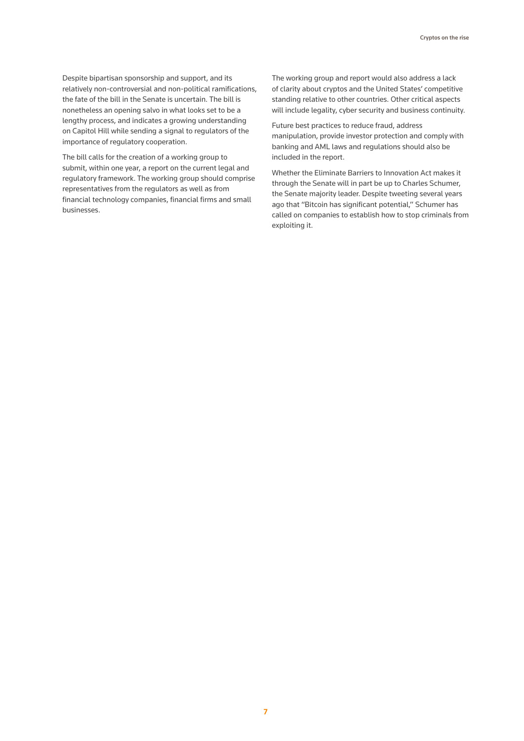Despite bipartisan sponsorship and support, and its relatively non-controversial and non-political ramifications, the fate of the bill in the Senate is uncertain. The bill is nonetheless an opening salvo in what looks set to be a lengthy process, and indicates a growing understanding on Capitol Hill while sending a signal to regulators of the importance of regulatory cooperation.

The bill calls for the creation of a working group to submit, within one year, a report on the current legal and regulatory framework. The working group should comprise representatives from the regulators as well as from financial technology companies, financial firms and small businesses.

The working group and report would also address a lack of clarity about cryptos and the United States' competitive standing relative to other countries. Other critical aspects will include legality, cyber security and business continuity.

Future best practices to reduce fraud, address manipulation, provide investor protection and comply with banking and AML laws and regulations should also be included in the report.

Whether the Eliminate Barriers to Innovation Act makes it through the Senate will in part be up to Charles Schumer, the Senate majority leader. Despite tweeting several years ago that "Bitcoin has significant potential," Schumer has called on companies to establish how to stop criminals from exploiting it.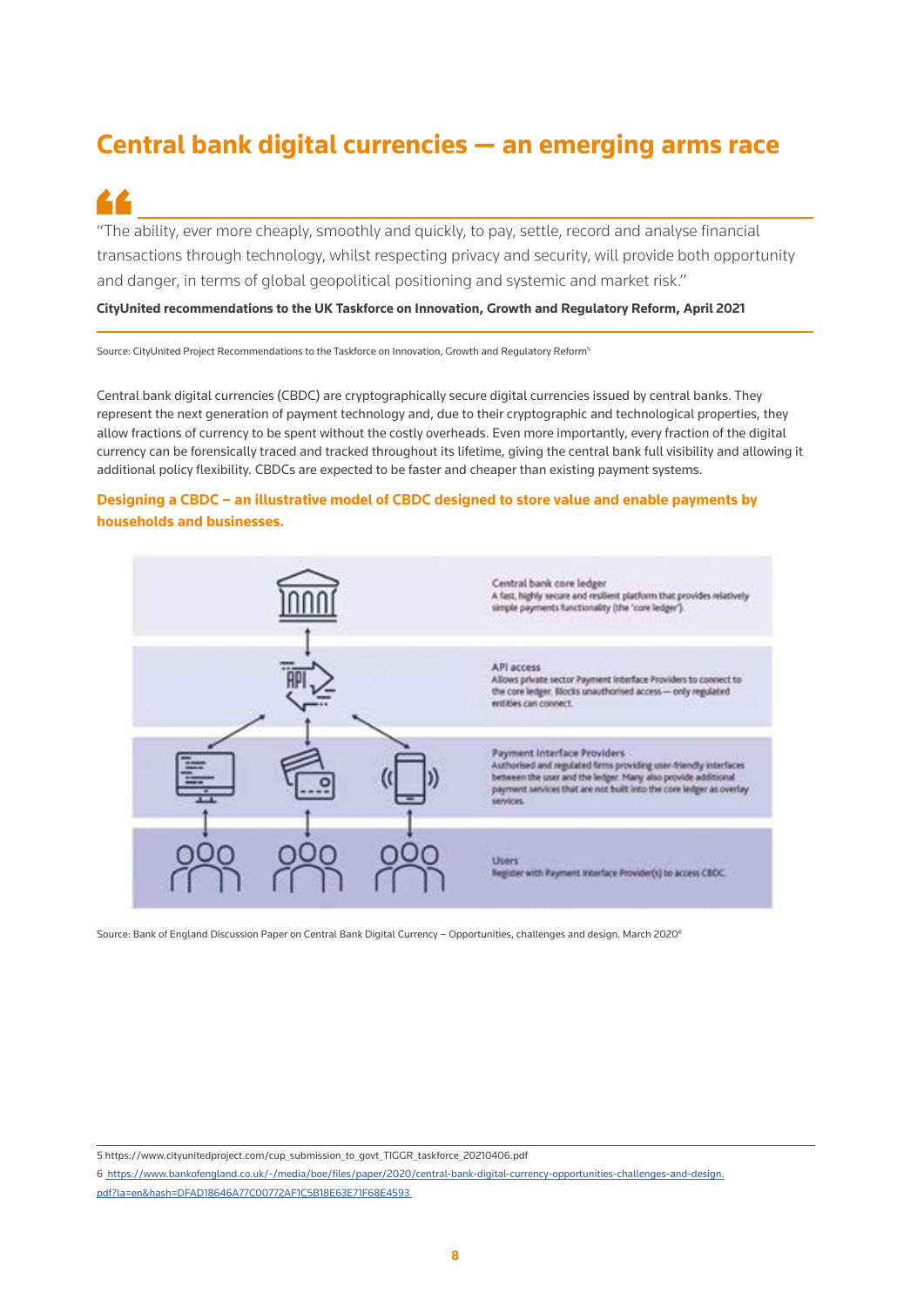# Central bank digital currencies — an emerging arms race

> "The ability, ever more cheaply, smoothly and quickly, to pay, settle, record and analyse financial transactions through technology, whilst respecting privacy and security, will provide both opportunity and danger, in terms of global geopolitical positioning and systemic and market risk."
>
> **CityUnited recommendations to the UK Taskforce on Innovation, Growth and Regulatory Reform, April 2021**

Source: CityUnited Project Recommendations to the Taskforce on Innovation, Growth and Regulatory Reform[5]

Central bank digital currencies (CBDC) are cryptographically secure digital currencies issued by central banks. They represent the next generation of payment technology and, due to their cryptographic and technological properties, they allow fractions of currency to be spent without the costly overheads. Even more importantly, every fraction of the digital currency can be forensically traced and tracked throughout its lifetime, giving the central bank full visibility and allowing it additional policy flexibility. CBDCs are expected to be faster and cheaper than existing payment systems.

### Designing a CBDC – an illustrative model of CBDC designed to store value and enable payments by households and businesses.

Central bank core ledger
A fast, highly secure and resilient platform that provides relatively simple payments functionality (the 'core ledger').

API access
Allows private sector Payment Interface Providers to connect to the core ledger. Blocks unauthorised access — only regulated entities can connect.

Payment Interface Providers
Authorised and regulated firms providing user-friendly interfaces between the user and the ledger. Many also provide additional payment services that are not built into the core ledger as overlay services.

Users
Register with Payment Interface Provider(s) to access CBDC.

Source: Bank of England Discussion Paper on Central Bank Digital Currency – Opportunities, challenges and design. March 2020[6]

---

5 https://www.cityunitedproject.com/cup_submission_to_govt_TIGGR_taskforce_20210406.pdf

6 https://www.bankofengland.co.uk/-/media/boe/files/paper/2020/central-bank-digital-currency-opportunities-challenges-and-design.pdf?la=en&hash=DFAD18646A77C00772AF1C5B18E63E71F68E4593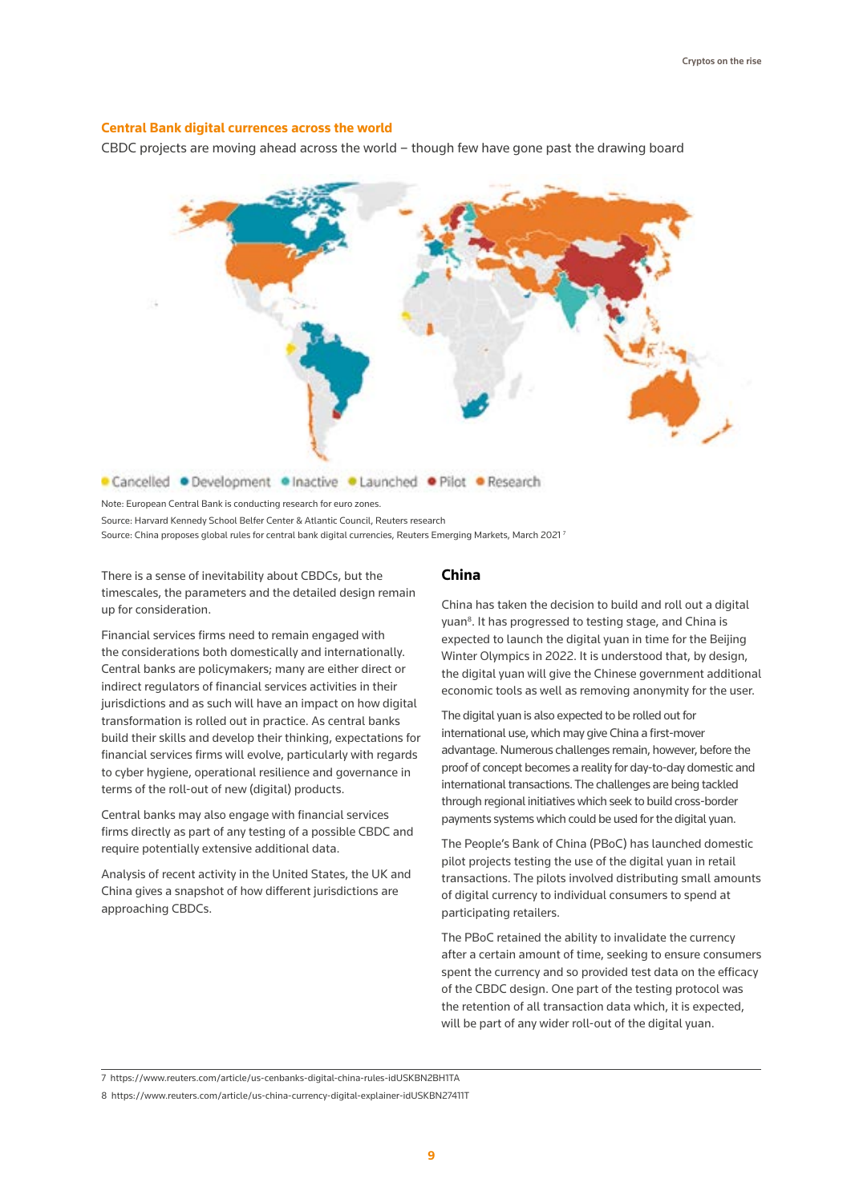**Central Bank digital currences across the world**

CBDC projects are moving ahead across the world – though few have gone past the drawing board

● Cancelled ● Development ● Inactive ● Launched ● Pilot ● Research

Note: European Central Bank is conducting research for euro zones.

Source: Harvard Kennedy School Belfer Center & Atlantic Council, Reuters research

Source: China proposes global rules for central bank digital currencies, Reuters Emerging Markets, March 2021[7]

There is a sense of inevitability about CBDCs, but the timescales, the parameters and the detailed design remain up for consideration.

Financial services firms need to remain engaged with the considerations both domestically and internationally. Central banks are policymakers; many are either direct or indirect regulators of financial services activities in their jurisdictions and as such will have an impact on how digital transformation is rolled out in practice. As central banks build their skills and develop their thinking, expectations for financial services firms will evolve, particularly with regards to cyber hygiene, operational resilience and governance in terms of the roll-out of new (digital) products.

Central banks may also engage with financial services firms directly as part of any testing of a possible CBDC and require potentially extensive additional data.

Analysis of recent activity in the United States, the UK and China gives a snapshot of how different jurisdictions are approaching CBDCs.

## China

China has taken the decision to build and roll out a digital yuan[8]. It has progressed to testing stage, and China is expected to launch the digital yuan in time for the Beijing Winter Olympics in 2022. It is understood that, by design, the digital yuan will give the Chinese government additional economic tools as well as removing anonymity for the user.

The digital yuan is also expected to be rolled out for international use, which may give China a first-mover advantage. Numerous challenges remain, however, before the proof of concept becomes a reality for day-to-day domestic and international transactions. The challenges are being tackled through regional initiatives which seek to build cross-border payments systems which could be used for the digital yuan.

The People's Bank of China (PBoC) has launched domestic pilot projects testing the use of the digital yuan in retail transactions. The pilots involved distributing small amounts of digital currency to individual consumers to spend at participating retailers.

The PBoC retained the ability to invalidate the currency after a certain amount of time, seeking to ensure consumers spent the currency and so provided test data on the efficacy of the CBDC design. One part of the testing protocol was the retention of all transaction data which, it is expected, will be part of any wider roll-out of the digital yuan.

7 https://www.reuters.com/article/us-cenbanks-digital-china-rules-idUSKBN2BH1TA

8 https://www.reuters.com/article/us-china-currency-digital-explainer-idUSKBN27411T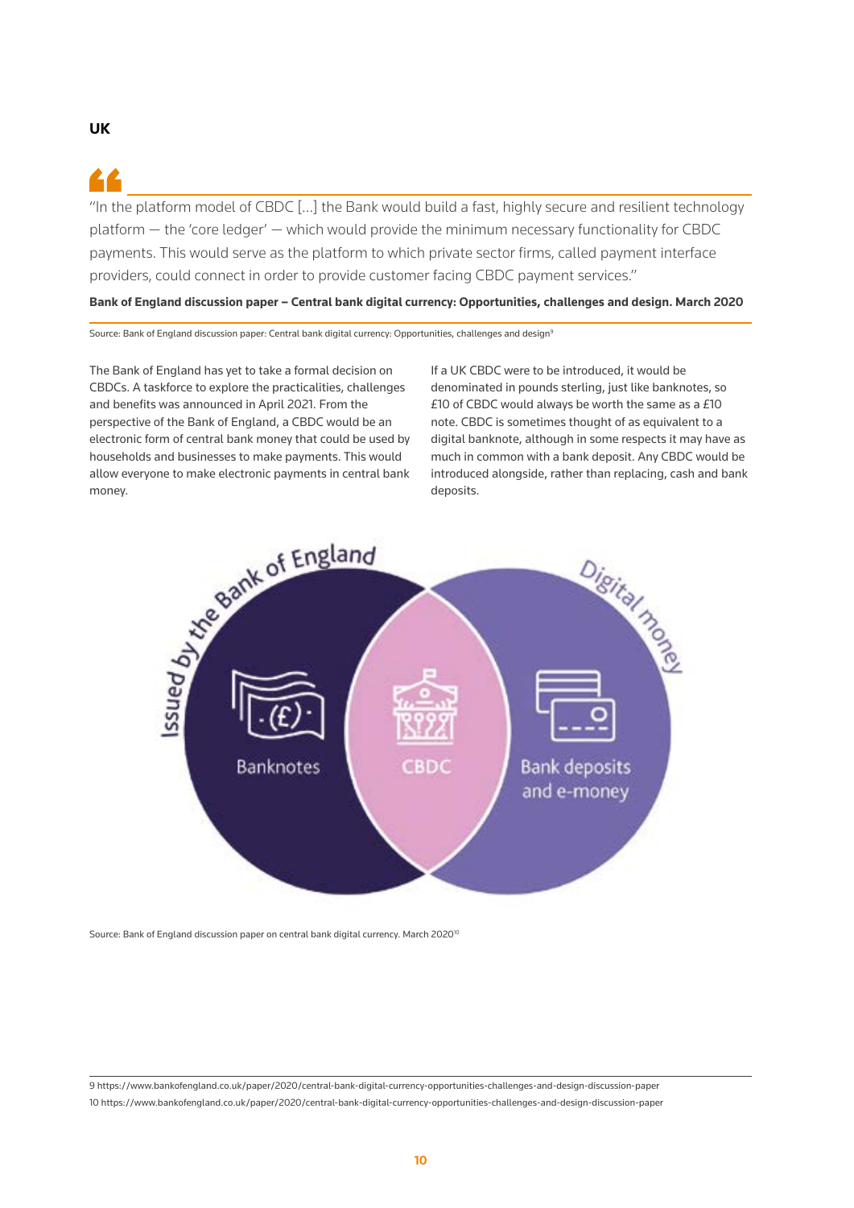## UK

> "In the platform model of CBDC [...] the Bank would build a fast, highly secure and resilient technology platform — the 'core ledger' — which would provide the minimum necessary functionality for CBDC payments. This would serve as the platform to which private sector firms, called payment interface providers, could connect in order to provide customer facing CBDC payment services."
>
> **Bank of England discussion paper – Central bank digital currency: Opportunities, challenges and design. March 2020**

Source: Bank of England discussion paper: Central bank digital currency: Opportunities, challenges and design[9]

The Bank of England has yet to take a formal decision on CBDCs. A taskforce to explore the practicalities, challenges and benefits was announced in April 2021. From the perspective of the Bank of England, a CBDC would be an electronic form of central bank money that could be used by households and businesses to make payments. This would allow everyone to make electronic payments in central bank money.

If a UK CBDC were to be introduced, it would be denominated in pounds sterling, just like banknotes, so £10 of CBDC would always be worth the same as a £10 note. CBDC is sometimes thought of as equivalent to a digital banknote, although in some respects it may have as much in common with a bank deposit. Any CBDC would be introduced alongside, rather than replacing, cash and bank deposits.

Source: Bank of England discussion paper on central bank digital currency. March 2020[10]

9 https://www.bankofengland.co.uk/paper/2020/central-bank-digital-currency-opportunities-challenges-and-design-discussion-paper

10 https://www.bankofengland.co.uk/paper/2020/central-bank-digital-currency-opportunities-challenges-and-design-discussion-paper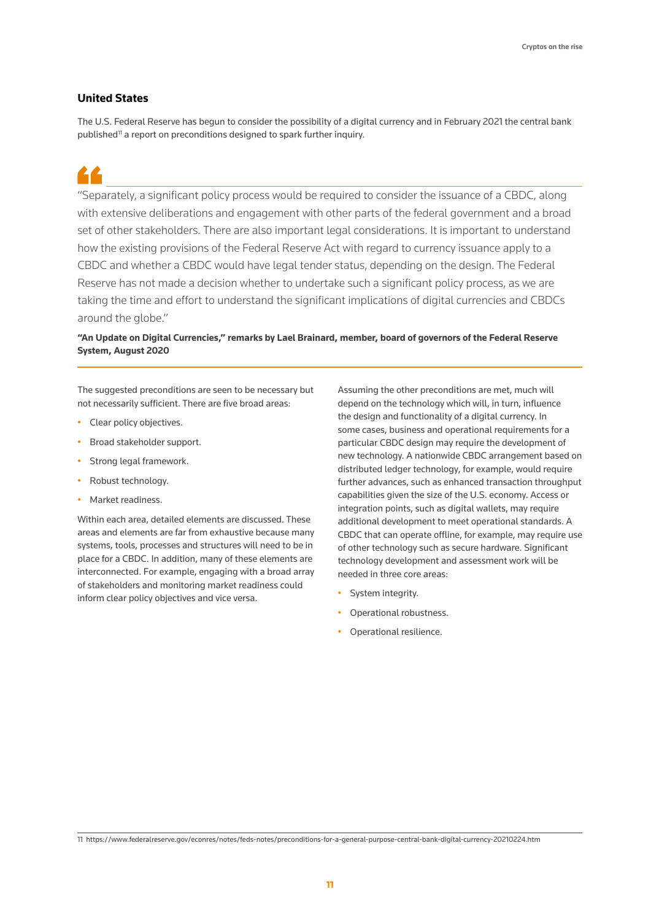## United States

The U.S. Federal Reserve has begun to consider the possibility of a digital currency and in February 2021 the central bank published[11] a report on preconditions designed to spark further inquiry.

> "Separately, a significant policy process would be required to consider the issuance of a CBDC, along with extensive deliberations and engagement with other parts of the federal government and a broad set of other stakeholders. There are also important legal considerations. It is important to understand how the existing provisions of the Federal Reserve Act with regard to currency issuance apply to a CBDC and whether a CBDC would have legal tender status, depending on the design. The Federal Reserve has not made a decision whether to undertake such a significant policy process, as we are taking the time and effort to understand the significant implications of digital currencies and CBDCs around the globe."
>
> **"An Update on Digital Currencies," remarks by Lael Brainard, member, board of governors of the Federal Reserve System, August 2020**

The suggested preconditions are seen to be necessary but not necessarily sufficient. There are five broad areas:

- Clear policy objectives.
- Broad stakeholder support.
- Strong legal framework.
- Robust technology.
- Market readiness.

Within each area, detailed elements are discussed. These areas and elements are far from exhaustive because many systems, tools, processes and structures will need to be in place for a CBDC. In addition, many of these elements are interconnected. For example, engaging with a broad array of stakeholders and monitoring market readiness could inform clear policy objectives and vice versa.

Assuming the other preconditions are met, much will depend on the technology which will, in turn, influence the design and functionality of a digital currency. In some cases, business and operational requirements for a particular CBDC design may require the development of new technology. A nationwide CBDC arrangement based on distributed ledger technology, for example, would require further advances, such as enhanced transaction throughput capabilities given the size of the U.S. economy. Access or integration points, such as digital wallets, may require additional development to meet operational standards. A CBDC that can operate offline, for example, may require use of other technology such as secure hardware. Significant technology development and assessment work will be needed in three core areas:

- System integrity.
- Operational robustness.
- Operational resilience.

11 https://www.federalreserve.gov/econres/notes/feds-notes/preconditions-for-a-general-purpose-central-bank-digital-currency-20210224.htm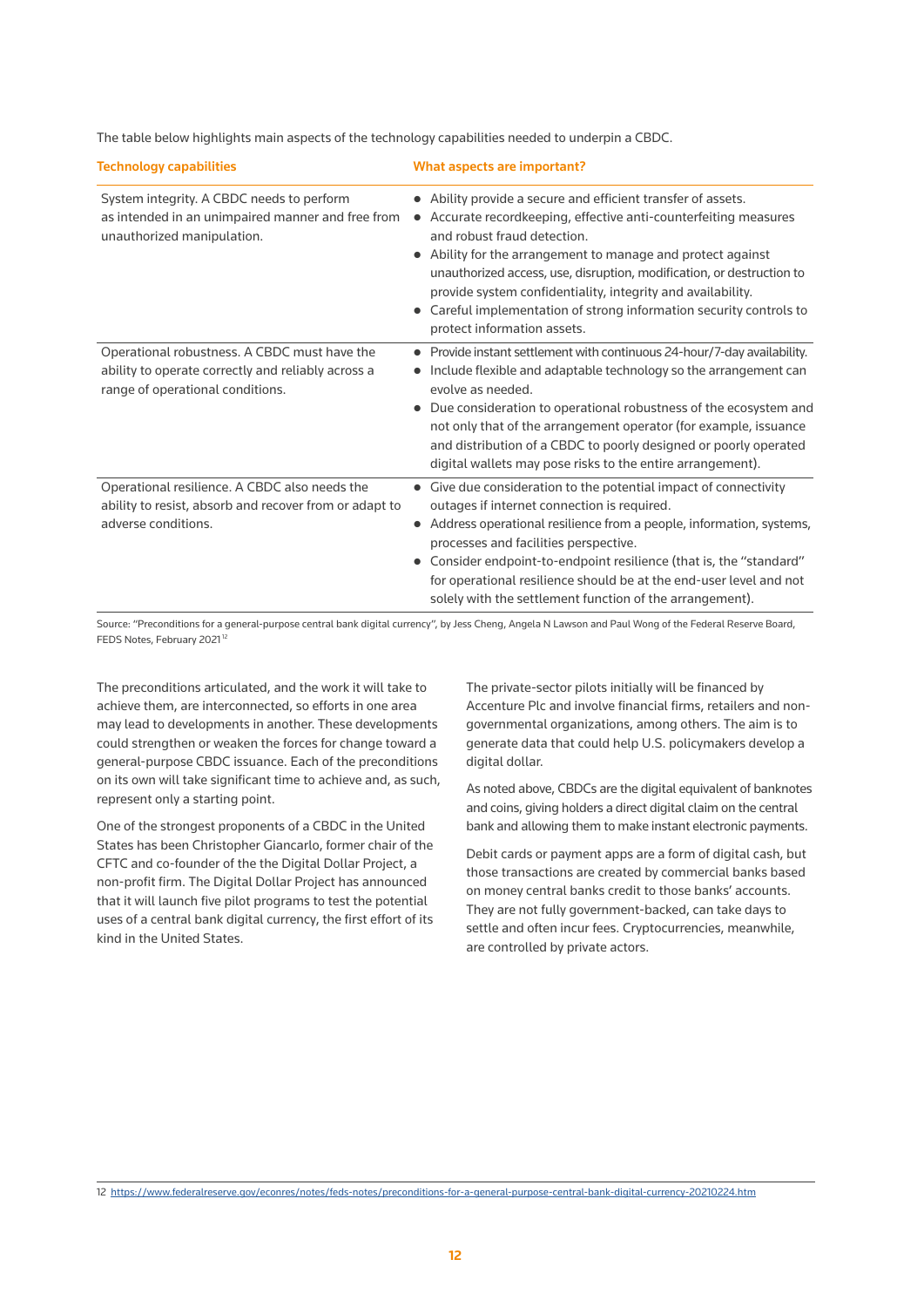The table below highlights main aspects of the technology capabilities needed to underpin a CBDC.

| Technology capabilities | What aspects are important? |
|---|---|
| System integrity. A CBDC needs to perform as intended in an unimpaired manner and free from unauthorized manipulation. | • Ability provide a secure and efficient transfer of assets.<br>• Accurate recordkeeping, effective anti-counterfeiting measures and robust fraud detection.<br>• Ability for the arrangement to manage and protect against unauthorized access, use, disruption, modification, or destruction to provide system confidentiality, integrity and availability.<br>• Careful implementation of strong information security controls to protect information assets. |
| Operational robustness. A CBDC must have the ability to operate correctly and reliably across a range of operational conditions. | • Provide instant settlement with continuous 24-hour/7-day availability.<br>• Include flexible and adaptable technology so the arrangement can evolve as needed.<br>• Due consideration to operational robustness of the ecosystem and not only that of the arrangement operator (for example, issuance and distribution of a CBDC to poorly designed or poorly operated digital wallets may pose risks to the entire arrangement). |
| Operational resilience. A CBDC also needs the ability to resist, absorb and recover from or adapt to adverse conditions. | • Give due consideration to the potential impact of connectivity outages if internet connection is required.<br>• Address operational resilience from a people, information, systems, processes and facilities perspective.<br>• Consider endpoint-to-endpoint resilience (that is, the "standard" for operational resilience should be at the end-user level and not solely with the settlement function of the arrangement). |

Source: "Preconditions for a general-purpose central bank digital currency", by Jess Cheng, Angela N Lawson and Paul Wong of the Federal Reserve Board, FEDS Notes, February 2021[12]

The preconditions articulated, and the work it will take to achieve them, are interconnected, so efforts in one area may lead to developments in another. These developments could strengthen or weaken the forces for change toward a general-purpose CBDC issuance. Each of the preconditions on its own will take significant time to achieve and, as such, represent only a starting point.

One of the strongest proponents of a CBDC in the United States has been Christopher Giancarlo, former chair of the CFTC and co-founder of the the Digital Dollar Project, a non-profit firm. The Digital Dollar Project has announced that it will launch five pilot programs to test the potential uses of a central bank digital currency, the first effort of its kind in the United States.

The private-sector pilots initially will be financed by Accenture Plc and involve financial firms, retailers and non-governmental organizations, among others. The aim is to generate data that could help U.S. policymakers develop a digital dollar.

As noted above, CBDCs are the digital equivalent of banknotes and coins, giving holders a direct digital claim on the central bank and allowing them to make instant electronic payments.

Debit cards or payment apps are a form of digital cash, but those transactions are created by commercial banks based on money central banks credit to those banks' accounts. They are not fully government-backed, can take days to settle and often incur fees. Cryptocurrencies, meanwhile, are controlled by private actors.

12 https://www.federalreserve.gov/econres/notes/feds-notes/preconditions-for-a-general-purpose-central-bank-digital-currency-20210224.htm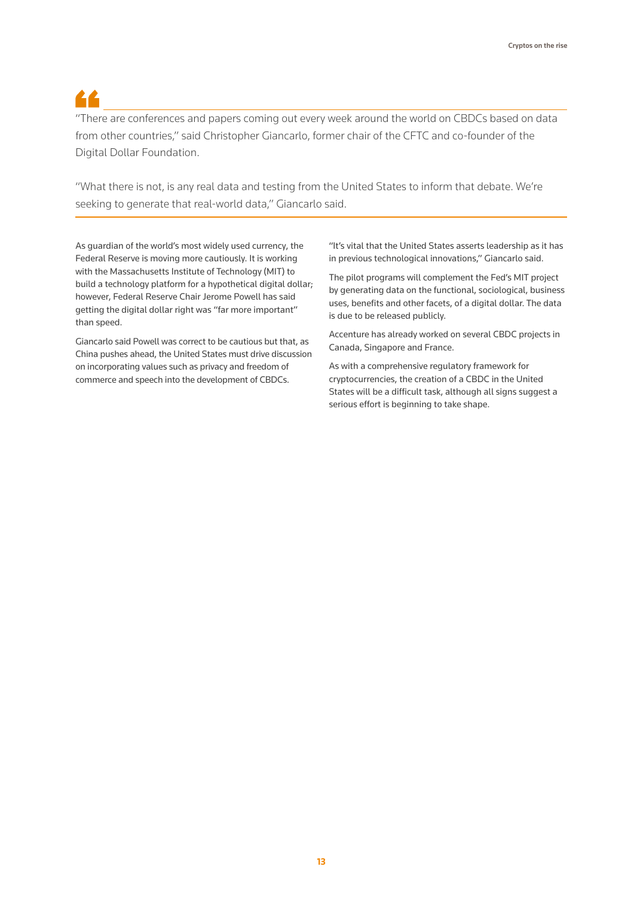> "There are conferences and papers coming out every week around the world on CBDCs based on data from other countries," said Christopher Giancarlo, former chair of the CFTC and co-founder of the Digital Dollar Foundation.
>
> "What there is not, is any real data and testing from the United States to inform that debate. We're seeking to generate that real-world data," Giancarlo said.

As guardian of the world's most widely used currency, the Federal Reserve is moving more cautiously. It is working with the Massachusetts Institute of Technology (MIT) to build a technology platform for a hypothetical digital dollar; however, Federal Reserve Chair Jerome Powell has said getting the digital dollar right was "far more important" than speed.

Giancarlo said Powell was correct to be cautious but that, as China pushes ahead, the United States must drive discussion on incorporating values such as privacy and freedom of commerce and speech into the development of CBDCs.

"It's vital that the United States asserts leadership as it has in previous technological innovations," Giancarlo said.

The pilot programs will complement the Fed's MIT project by generating data on the functional, sociological, business uses, benefits and other facets, of a digital dollar. The data is due to be released publicly.

Accenture has already worked on several CBDC projects in Canada, Singapore and France.

As with a comprehensive regulatory framework for cryptocurrencies, the creation of a CBDC in the United States will be a difficult task, although all signs suggest a serious effort is beginning to take shape.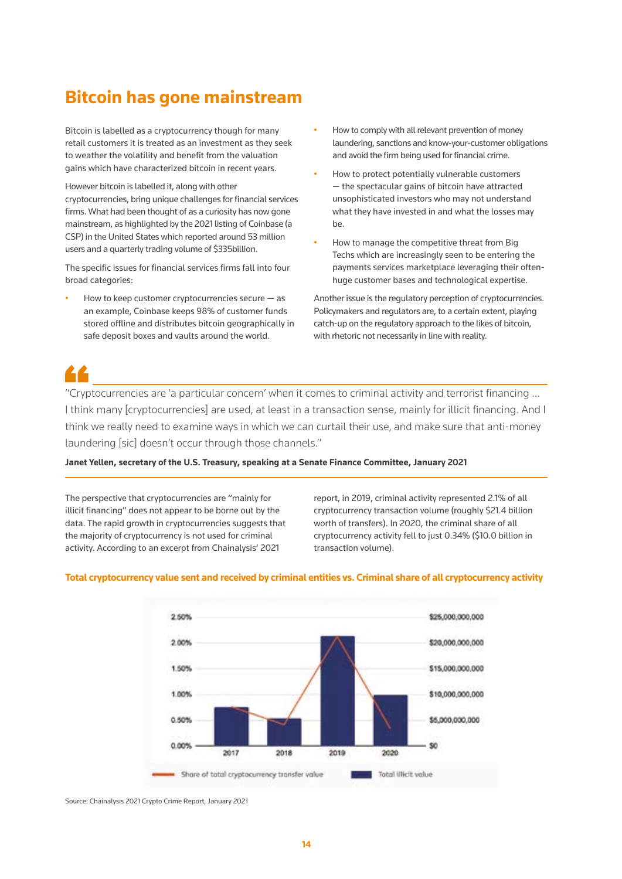## Bitcoin has gone mainstream

Bitcoin is labelled as a cryptocurrency though for many retail customers it is treated as an investment as they seek to weather the volatility and benefit from the valuation gains which have characterized bitcoin in recent years.

However bitcoin is labelled it, along with other cryptocurrencies, bring unique challenges for financial services firms. What had been thought of as a curiosity has now gone mainstream, as highlighted by the 2021 listing of Coinbase (a CSP) in the United States which reported around 53 million users and a quarterly trading volume of $335billion.

The specific issues for financial services firms fall into four broad categories:

- How to keep customer cryptocurrencies secure — as an example, Coinbase keeps 98% of customer funds stored offline and distributes bitcoin geographically in safe deposit boxes and vaults around the world.
- How to comply with all relevant prevention of money laundering, sanctions and know-your-customer obligations and avoid the firm being used for financial crime.
- How to protect potentially vulnerable customers — the spectacular gains of bitcoin have attracted unsophisticated investors who may not understand what they have invested in and what the losses may be.
- How to manage the competitive threat from Big Techs which are increasingly seen to be entering the payments services marketplace leveraging their often-huge customer bases and technological expertise.

Another issue is the regulatory perception of cryptocurrencies. Policymakers and regulators are, to a certain extent, playing catch-up on the regulatory approach to the likes of bitcoin, with rhetoric not necessarily in line with reality.

> "Cryptocurrencies are 'a particular concern' when it comes to criminal activity and terrorist financing ... I think many [cryptocurrencies] are used, at least in a transaction sense, mainly for illicit financing. And I think we really need to examine ways in which we can curtail their use, and make sure that anti-money laundering [sic] doesn't occur through those channels."
>
> **Janet Yellen, secretary of the U.S. Treasury, speaking at a Senate Finance Committee, January 2021**

The perspective that cryptocurrencies are "mainly for illicit financing" does not appear to be borne out by the data. The rapid growth in cryptocurrencies suggests that the majority of cryptocurrency is not used for criminal activity. According to an excerpt from Chainalysis' 2021 report, in 2019, criminal activity represented 2.1% of all cryptocurrency transaction volume (roughly $21.4 billion worth of transfers). In 2020, the criminal share of all cryptocurrency activity fell to just 0.34% ($10.0 billion in transaction volume).

**Total cryptocurrency value sent and received by criminal entities vs. Criminal share of all cryptocurrency activity**

| Year | Share of total cryptocurrency transfer value | Total illicit value |
|---|---|---|
| 2017 | ~0.75% | ~$7,500,000,000 |
| 2018 | ~0.40% | ~$5,300,000,000 |
| 2019 | ~2.1% | ~$21,400,000,000 |
| 2020 | ~0.34% | ~$10,000,000,000 |

Source: Chainalysis 2021 Crypto Crime Report, January 2021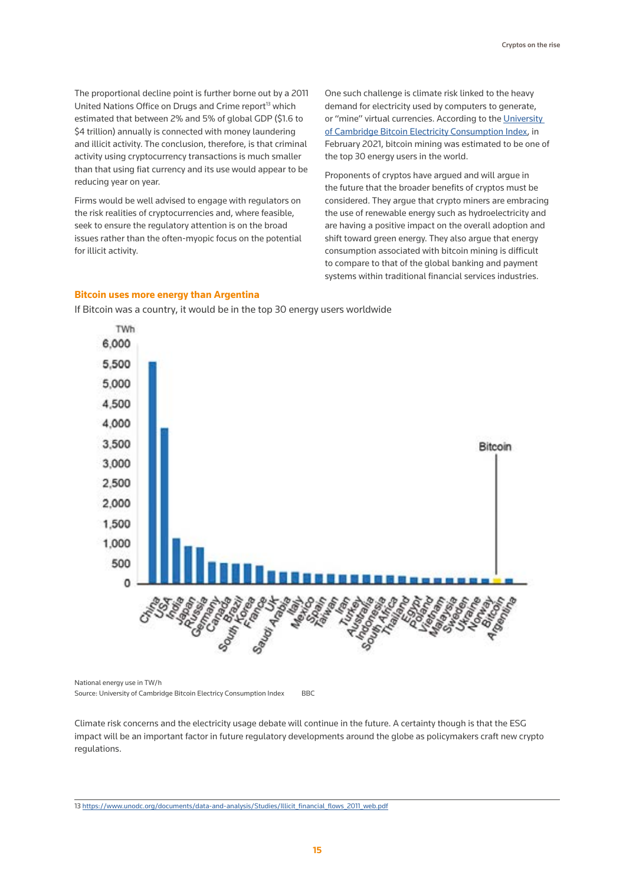The proportional decline point is further borne out by a 2011 United Nations Office on Drugs and Crime report[13] which estimated that between 2% and 5% of global GDP ($1.6 to $4 trillion) annually is connected with money laundering and illicit activity. The conclusion, therefore, is that criminal activity using cryptocurrency transactions is much smaller than that using fiat currency and its use would appear to be reducing year on year.

Firms would be well advised to engage with regulators on the risk realities of cryptocurrencies and, where feasible, seek to ensure the regulatory attention is on the broad issues rather than the often-myopic focus on the potential for illicit activity.

One such challenge is climate risk linked to the heavy demand for electricity used by computers to generate, or "mine" virtual currencies. According to the [University of Cambridge Bitcoin Electricity Consumption Index](), in February 2021, bitcoin mining was estimated to be one of the top 30 energy users in the world.

Proponents of cryptos have argued and will argue in the future that the broader benefits of cryptos must be considered. They argue that crypto miners are embracing the use of renewable energy such as hydroelectricity and are having a positive impact on the overall adoption and shift toward green energy. They also argue that energy consumption associated with bitcoin mining is difficult to compare to that of the global banking and payment systems within traditional financial services industries.

**Bitcoin uses more energy than Argentina**

If Bitcoin was a country, it would be in the top 30 energy users worldwide

National energy use in TW/h

Source: University of Cambridge Bitcoin Electricty Consumption Index BBC

Climate risk concerns and the electricity usage debate will continue in the future. A certainty though is that the ESG impact will be an important factor in future regulatory developments around the globe as policymakers craft new crypto regulations.

13 https://www.unodc.org/documents/data-and-analysis/Studies/Illicit_financial_flows_2011_web.pdf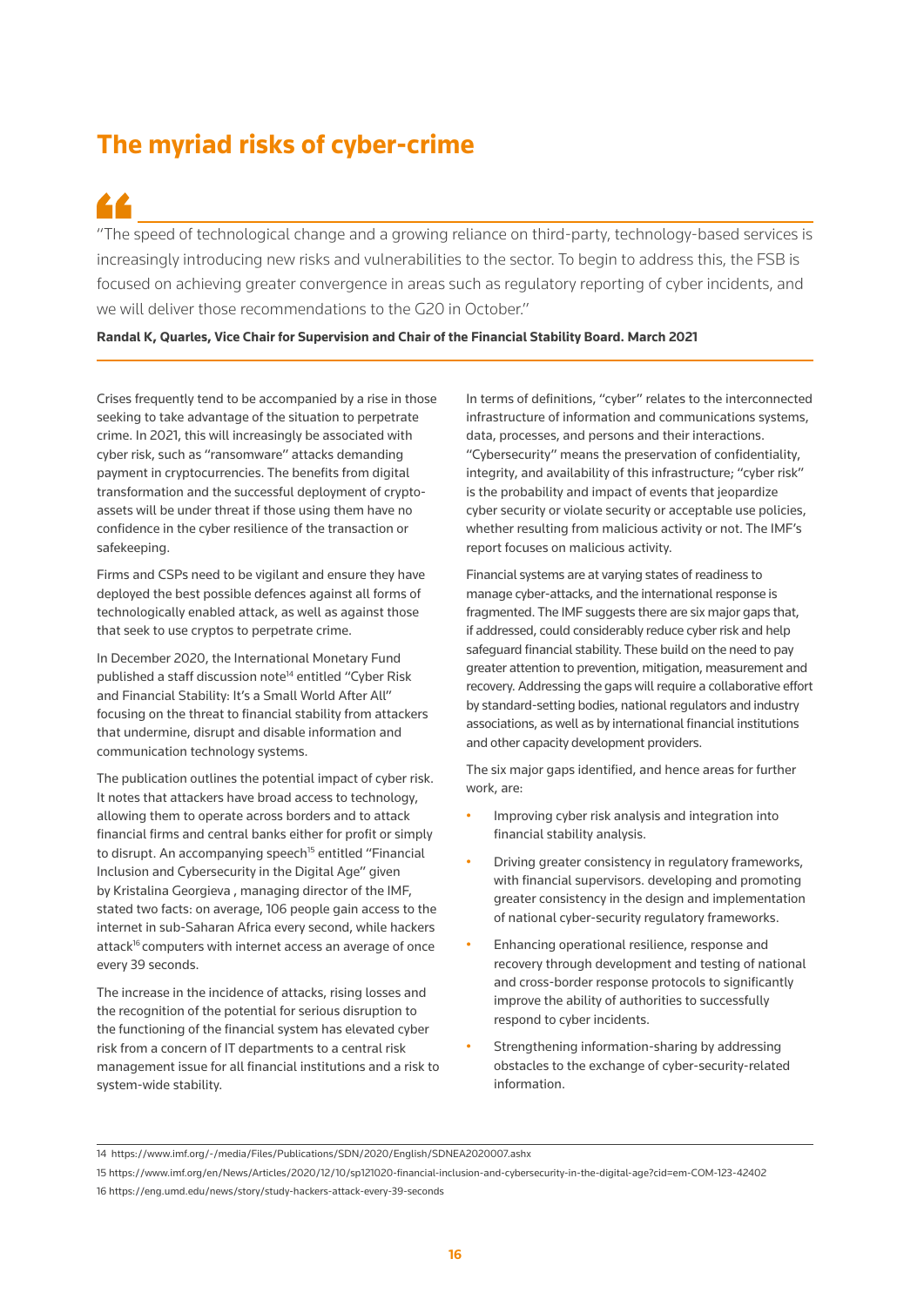## The myriad risks of cyber-crime

> "The speed of technological change and a growing reliance on third-party, technology-based services is increasingly introducing new risks and vulnerabilities to the sector. To begin to address this, the FSB is focused on achieving greater convergence in areas such as regulatory reporting of cyber incidents, and we will deliver those recommendations to the G20 in October."
>
> **Randal K, Quarles, Vice Chair for Supervision and Chair of the Financial Stability Board. March 2021**

Crises frequently tend to be accompanied by a rise in those seeking to take advantage of the situation to perpetrate crime. In 2021, this will increasingly be associated with cyber risk, such as "ransomware" attacks demanding payment in cryptocurrencies. The benefits from digital transformation and the successful deployment of crypto-assets will be under threat if those using them have no confidence in the cyber resilience of the transaction or safekeeping.

Firms and CSPs need to be vigilant and ensure they have deployed the best possible defences against all forms of technologically enabled attack, as well as against those that seek to use cryptos to perpetrate crime.

In December 2020, the International Monetary Fund published a staff discussion note[14] entitled "Cyber Risk and Financial Stability: It's a Small World After All" focusing on the threat to financial stability from attackers that undermine, disrupt and disable information and communication technology systems.

The publication outlines the potential impact of cyber risk. It notes that attackers have broad access to technology, allowing them to operate across borders and to attack financial firms and central banks either for profit or simply to disrupt. An accompanying speech[15] entitled "Financial Inclusion and Cybersecurity in the Digital Age" given by Kristalina Georgieva , managing director of the IMF, stated two facts: on average, 106 people gain access to the internet in sub-Saharan Africa every second, while hackers attack[16] computers with internet access an average of once every 39 seconds.

The increase in the incidence of attacks, rising losses and the recognition of the potential for serious disruption to the functioning of the financial system has elevated cyber risk from a concern of IT departments to a central risk management issue for all financial institutions and a risk to system-wide stability.

In terms of definitions, "cyber" relates to the interconnected infrastructure of information and communications systems, data, processes, and persons and their interactions. "Cybersecurity" means the preservation of confidentiality, integrity, and availability of this infrastructure; "cyber risk" is the probability and impact of events that jeopardize cyber security or violate security or acceptable use policies, whether resulting from malicious activity or not. The IMF's report focuses on malicious activity.

Financial systems are at varying states of readiness to manage cyber-attacks, and the international response is fragmented. The IMF suggests there are six major gaps that, if addressed, could considerably reduce cyber risk and help safeguard financial stability. These build on the need to pay greater attention to prevention, mitigation, measurement and recovery. Addressing the gaps will require a collaborative effort by standard-setting bodies, national regulators and industry associations, as well as by international financial institutions and other capacity development providers.

The six major gaps identified, and hence areas for further work, are:

- Improving cyber risk analysis and integration into financial stability analysis.
- Driving greater consistency in regulatory frameworks, with financial supervisors. developing and promoting greater consistency in the design and implementation of national cyber-security regulatory frameworks.
- Enhancing operational resilience, response and recovery through development and testing of national and cross-border response protocols to significantly improve the ability of authorities to successfully respond to cyber incidents.
- Strengthening information-sharing by addressing obstacles to the exchange of cyber-security-related information.

---

14 https://www.imf.org/-/media/Files/Publications/SDN/2020/English/SDNEA2020007.ashx

15 https://www.imf.org/en/News/Articles/2020/12/10/sp121020-financial-inclusion-and-cybersecurity-in-the-digital-age?cid=em-COM-123-42402

16 https://eng.umd.edu/news/story/study-hackers-attack-every-39-seconds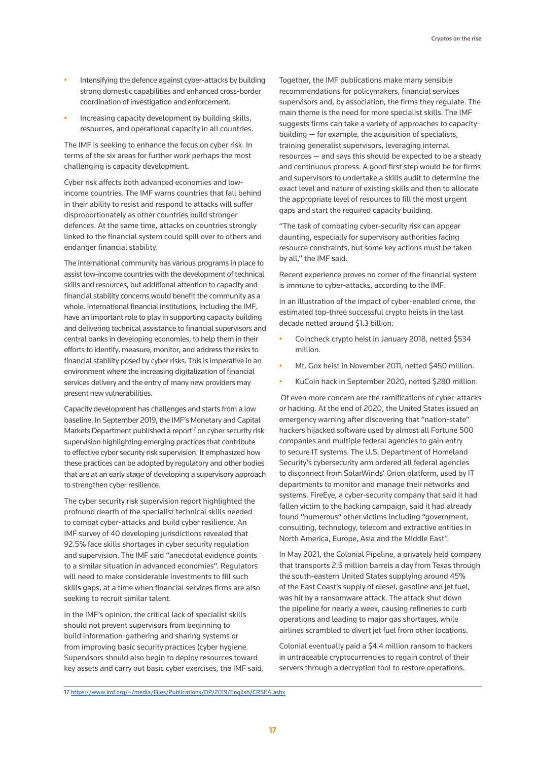- Intensifying the defence against cyber-attacks by building strong domestic capabilities and enhanced cross-border coordination of investigation and enforcement.
- Increasing capacity development by building skills, resources, and operational capacity in all countries.

The IMF is seeking to enhance the focus on cyber risk. In terms of the six areas for further work perhaps the most challenging is capacity development.

Cyber risk affects both advanced economies and low-income countries. The IMF warns countries that fall behind in their ability to resist and respond to attacks will suffer disproportionately as other countries build stronger defences. At the same time, attacks on countries strongly linked to the financial system could spill over to others and endanger financial stability.

The international community has various programs in place to assist low-income countries with the development of technical skills and resources, but additional attention to capacity and financial stability concerns would benefit the community as a whole. International financial institutions, including the IMF, have an important role to play in supporting capacity building and delivering technical assistance to financial supervisors and central banks in developing economies, to help them in their efforts to identify, measure, monitor, and address the risks to financial stability posed by cyber risks. This is imperative in an environment where the increasing digitalization of financial services delivery and the entry of many new providers may present new vulnerabilities.

Capacity development has challenges and starts from a low baseline. In September 2019, the IMF's Monetary and Capital Markets Department published a report[17] on cyber security risk supervision highlighting emerging practices that contribute to effective cyber security risk supervision. It emphasized how these practices can be adopted by regulatory and other bodies that are at an early stage of developing a supervisory approach to strengthen cyber resilience.

The cyber security risk supervision report highlighted the profound dearth of the specialist technical skills needed to combat cyber-attacks and build cyber resilience. An IMF survey of 40 developing jurisdictions revealed that 92.5% face skills shortages in cyber security regulation and supervision. The IMF said "anecdotal evidence points to a similar situation in advanced economies". Regulators will need to make considerable investments to fill such skills gaps, at a time when financial services firms are also seeking to recruit similar talent.

In the IMF's opinion, the critical lack of specialist skills should not prevent supervisors from beginning to build information-gathering and sharing systems or from improving basic security practices (cyber hygiene. Supervisors should also begin to deploy resources toward key assets and carry out basic cyber exercises, the IMF said.

Together, the IMF publications make many sensible recommendations for policymakers, financial services supervisors and, by association, the firms they regulate. The main theme is the need for more specialist skills. The IMF suggests firms can take a variety of approaches to capacity-building — for example, the acquisition of specialists, training generalist supervisors, leveraging internal resources — and says this should be expected to be a steady and continuous process. A good first step would be for firms and supervisors to undertake a skills audit to determine the exact level and nature of existing skills and then to allocate the appropriate level of resources to fill the most urgent gaps and start the required capacity building.

"The task of combating cyber-security risk can appear daunting, especially for supervisory authorities facing resource constraints, but some key actions must be taken by all," the IMF said.

Recent experience proves no corner of the financial system is immune to cyber-attacks, according to the IMF.

In an illustration of the impact of cyber-enabled crime, the estimated top-three successful crypto heists in the last decade netted around $1.3 billion:

- Coincheck crypto heist in January 2018, netted $534 million.
- Mt. Gox heist in November 2011, netted $450 million.
- KuCoin hack in September 2020, netted $280 million.

Of even more concern are the ramifications of cyber-attacks or hacking. At the end of 2020, the United States issued an emergency warning after discovering that "nation-state" hackers hijacked software used by almost all Fortune 500 companies and multiple federal agencies to gain entry to secure IT systems. The U.S. Department of Homeland Security's cybersecurity arm ordered all federal agencies to disconnect from SolarWinds' Orion platform, used by IT departments to monitor and manage their networks and systems. FireEye, a cyber-security company that said it had fallen victim to the hacking campaign, said it had already found "numerous" other victims including "government, consulting, technology, telecom and extractive entities in North America, Europe, Asia and the Middle East".

In May 2021, the Colonial Pipeline, a privately held company that transports 2.5 million barrels a day from Texas through the south-eastern United States supplying around 45% of the East Coast's supply of diesel, gasoline and jet fuel, was hit by a ransomware attack. The attack shut down the pipeline for nearly a week, causing refineries to curb operations and leading to major gas shortages, while airlines scrambled to divert jet fuel from other locations.

Colonial eventually paid a $4.4 million ransom to hackers in untraceable cryptocurrencies to regain control of their servers through a decryption tool to restore operations.

17 https://www.imf.org/~/media/Files/Publications/DP/2019/English/CRSEA.ashx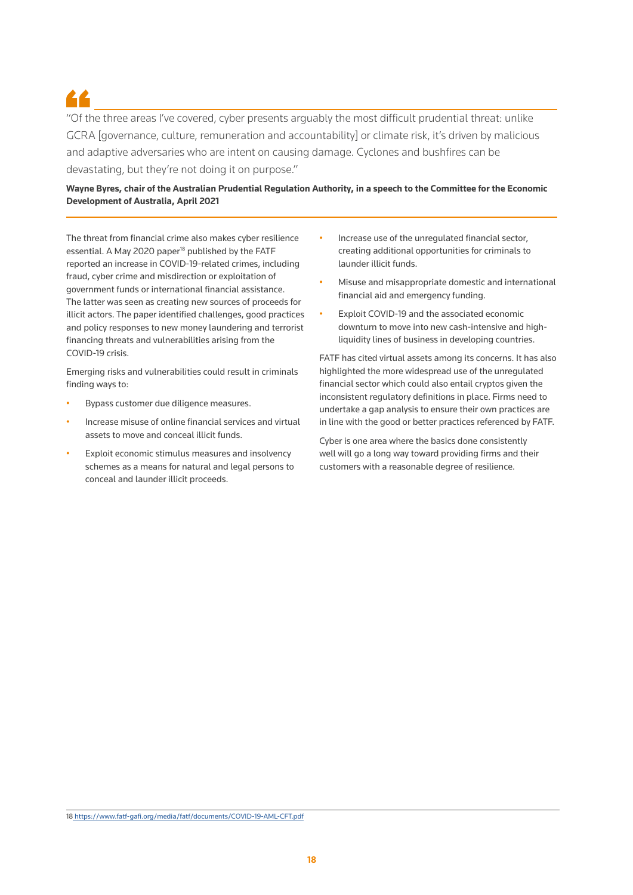> "Of the three areas I've covered, cyber presents arguably the most difficult prudential threat: unlike GCRA [governance, culture, remuneration and accountability] or climate risk, it's driven by malicious and adaptive adversaries who are intent on causing damage. Cyclones and bushfires can be devastating, but they're not doing it on purpose."

**Wayne Byres, chair of the Australian Prudential Regulation Authority, in a speech to the Committee for the Economic Development of Australia, April 2021**

The threat from financial crime also makes cyber resilience essential. A May 2020 paper[18] published by the FATF reported an increase in COVID-19-related crimes, including fraud, cyber crime and misdirection or exploitation of government funds or international financial assistance. The latter was seen as creating new sources of proceeds for illicit actors. The paper identified challenges, good practices and policy responses to new money laundering and terrorist financing threats and vulnerabilities arising from the COVID-19 crisis.

Emerging risks and vulnerabilities could result in criminals finding ways to:

- Bypass customer due diligence measures.
- Increase misuse of online financial services and virtual assets to move and conceal illicit funds.
- Exploit economic stimulus measures and insolvency schemes as a means for natural and legal persons to conceal and launder illicit proceeds.
- Increase use of the unregulated financial sector, creating additional opportunities for criminals to launder illicit funds.
- Misuse and misappropriate domestic and international financial aid and emergency funding.
- Exploit COVID-19 and the associated economic downturn to move into new cash-intensive and high-liquidity lines of business in developing countries.

FATF has cited virtual assets among its concerns. It has also highlighted the more widespread use of the unregulated financial sector which could also entail cryptos given the inconsistent regulatory definitions in place. Firms need to undertake a gap analysis to ensure their own practices are in line with the good or better practices referenced by FATF.

Cyber is one area where the basics done consistently well will go a long way toward providing firms and their customers with a reasonable degree of resilience.

---

18 https://www.fatf-gafi.org/media/fatf/documents/COVID-19-AML-CFT.pdf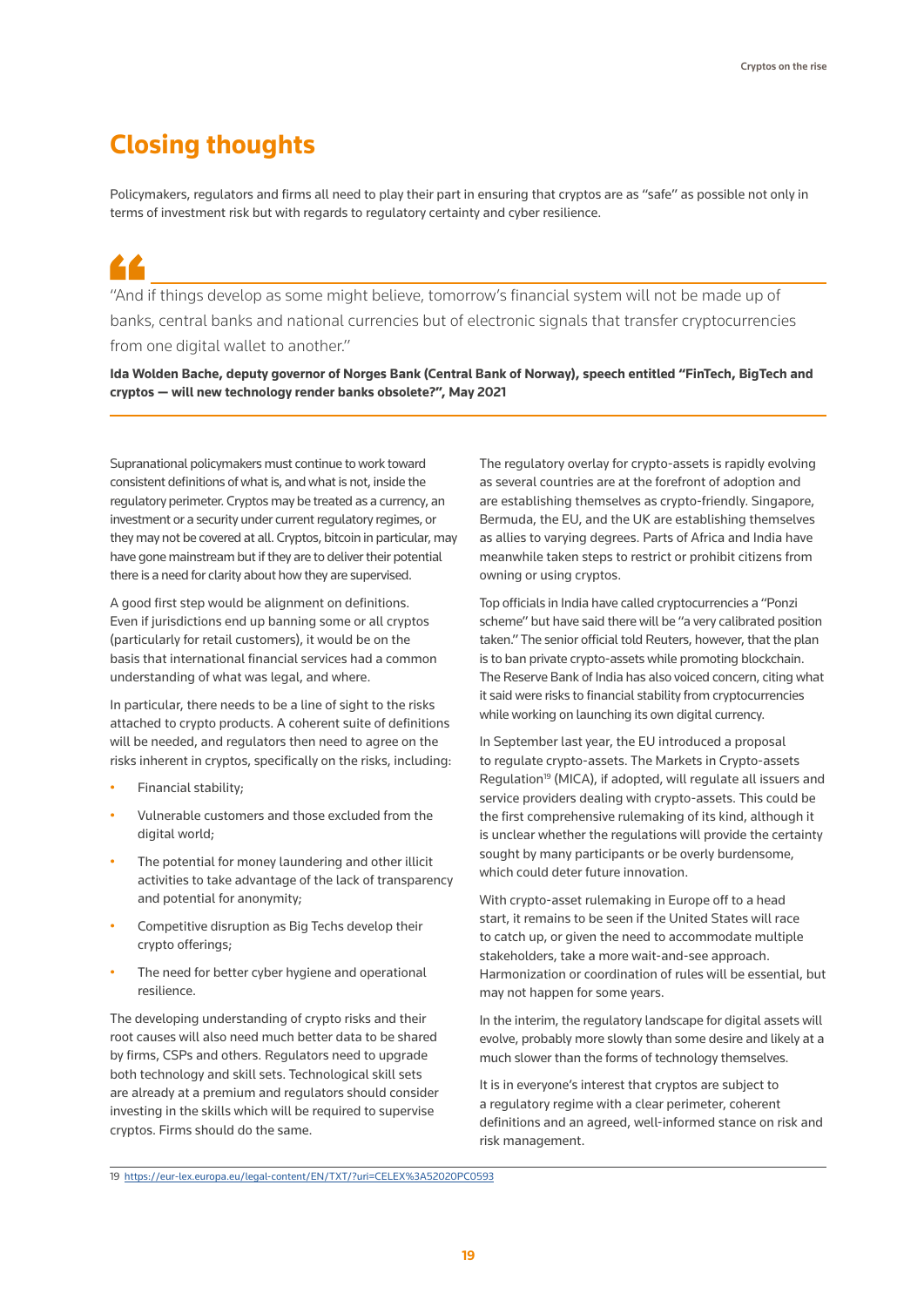# Closing thoughts

Policymakers, regulators and firms all need to play their part in ensuring that cryptos are as "safe" as possible not only in terms of investment risk but with regards to regulatory certainty and cyber resilience.

> "And if things develop as some might believe, tomorrow's financial system will not be made up of banks, central banks and national currencies but of electronic signals that transfer cryptocurrencies from one digital wallet to another."
>
> **Ida Wolden Bache, deputy governor of Norges Bank (Central Bank of Norway), speech entitled "FinTech, BigTech and cryptos — will new technology render banks obsolete?", May 2021**

Supranational policymakers must continue to work toward consistent definitions of what is, and what is not, inside the regulatory perimeter. Cryptos may be treated as a currency, an investment or a security under current regulatory regimes, or they may not be covered at all. Cryptos, bitcoin in particular, may have gone mainstream but if they are to deliver their potential there is a need for clarity about how they are supervised.

A good first step would be alignment on definitions. Even if jurisdictions end up banning some or all cryptos (particularly for retail customers), it would be on the basis that international financial services had a common understanding of what was legal, and where.

In particular, there needs to be a line of sight to the risks attached to crypto products. A coherent suite of definitions will be needed, and regulators then need to agree on the risks inherent in cryptos, specifically on the risks, including:

- Financial stability;
- Vulnerable customers and those excluded from the digital world;
- The potential for money laundering and other illicit activities to take advantage of the lack of transparency and potential for anonymity;
- Competitive disruption as Big Techs develop their crypto offerings;
- The need for better cyber hygiene and operational resilience.

The developing understanding of crypto risks and their root causes will also need much better data to be shared by firms, CSPs and others. Regulators need to upgrade both technology and skill sets. Technological skill sets are already at a premium and regulators should consider investing in the skills which will be required to supervise cryptos. Firms should do the same.

The regulatory overlay for crypto-assets is rapidly evolving as several countries are at the forefront of adoption and are establishing themselves as crypto-friendly. Singapore, Bermuda, the EU, and the UK are establishing themselves as allies to varying degrees. Parts of Africa and India have meanwhile taken steps to restrict or prohibit citizens from owning or using cryptos.

Top officials in India have called cryptocurrencies a "Ponzi scheme" but have said there will be "a very calibrated position taken." The senior official told Reuters, however, that the plan is to ban private crypto-assets while promoting blockchain. The Reserve Bank of India has also voiced concern, citing what it said were risks to financial stability from cryptocurrencies while working on launching its own digital currency.

In September last year, the EU introduced a proposal to regulate crypto-assets. The Markets in Crypto-assets Regulation[19] (MICA), if adopted, will regulate all issuers and service providers dealing with crypto-assets. This could be the first comprehensive rulemaking of its kind, although it is unclear whether the regulations will provide the certainty sought by many participants or be overly burdensome, which could deter future innovation.

With crypto-asset rulemaking in Europe off to a head start, it remains to be seen if the United States will race to catch up, or given the need to accommodate multiple stakeholders, take a more wait-and-see approach. Harmonization or coordination of rules will be essential, but may not happen for some years.

In the interim, the regulatory landscape for digital assets will evolve, probably more slowly than some desire and likely at a much slower than the forms of technology themselves.

It is in everyone's interest that cryptos are subject to a regulatory regime with a clear perimeter, coherent definitions and an agreed, well-informed stance on risk and risk management.

19 https://eur-lex.europa.eu/legal-content/EN/TXT/?uri=CELEX%3A52020PC0593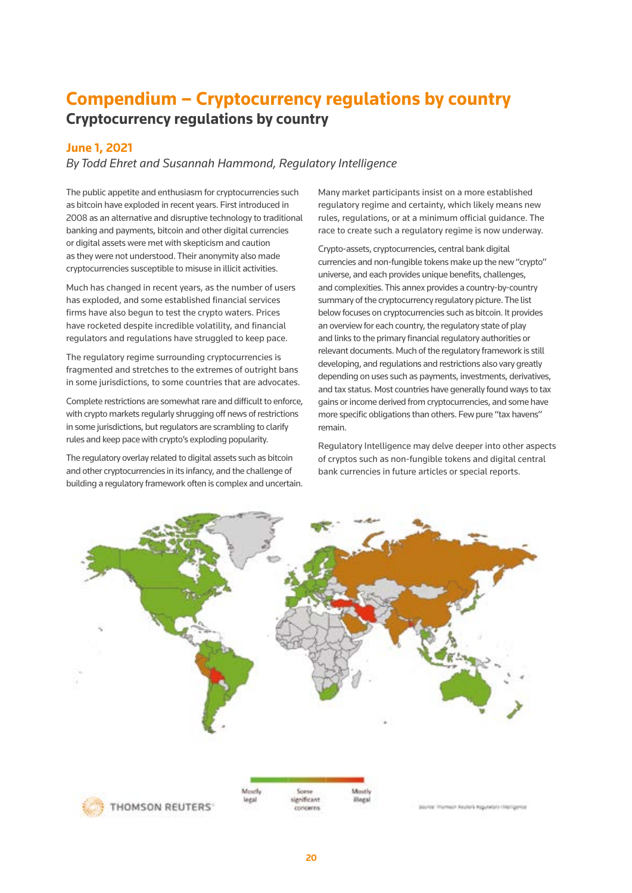# Compendium – Cryptocurrency regulations by country

## Cryptocurrency regulations by country

**June 1, 2021**

*By Todd Ehret and Susannah Hammond, Regulatory Intelligence*

The public appetite and enthusiasm for cryptocurrencies such as bitcoin have exploded in recent years. First introduced in 2008 as an alternative and disruptive technology to traditional banking and payments, bitcoin and other digital currencies or digital assets were met with skepticism and caution as they were not understood. Their anonymity also made cryptocurrencies susceptible to misuse in illicit activities.

Much has changed in recent years, as the number of users has exploded, and some established financial services firms have also begun to test the crypto waters. Prices have rocketed despite incredible volatility, and financial regulators and regulations have struggled to keep pace.

The regulatory regime surrounding cryptocurrencies is fragmented and stretches to the extremes of outright bans in some jurisdictions, to some countries that are advocates.

Complete restrictions are somewhat rare and difficult to enforce, with crypto markets regularly shrugging off news of restrictions in some jurisdictions, but regulators are scrambling to clarify rules and keep pace with crypto's exploding popularity.

The regulatory overlay related to digital assets such as bitcoin and other cryptocurrencies in its infancy, and the challenge of building a regulatory framework often is complex and uncertain.

Many market participants insist on a more established regulatory regime and certainty, which likely means new rules, regulations, or at a minimum official guidance. The race to create such a regulatory regime is now underway.

Crypto-assets, cryptocurrencies, central bank digital currencies and non-fungible tokens make up the new "crypto" universe, and each provides unique benefits, challenges, and complexities. This annex provides a country-by-country summary of the cryptocurrency regulatory picture. The list below focuses on cryptocurrencies such as bitcoin. It provides an overview for each country, the regulatory state of play and links to the primary financial regulatory authorities or relevant documents. Much of the regulatory framework is still developing, and regulations and restrictions also vary greatly depending on uses such as payments, investments, derivatives, and tax status. Most countries have generally found ways to tax gains or income derived from cryptocurrencies, and some have more specific obligations than others. Few pure "tax havens" remain.

Regulatory Intelligence may delve deeper into other aspects of cryptos such as non-fungible tokens and digital central bank currencies in future articles or special reports.

Mostly legal | Some significant concerns | Mostly illegal

Source: Thomson Reuters Regulatory Intelligence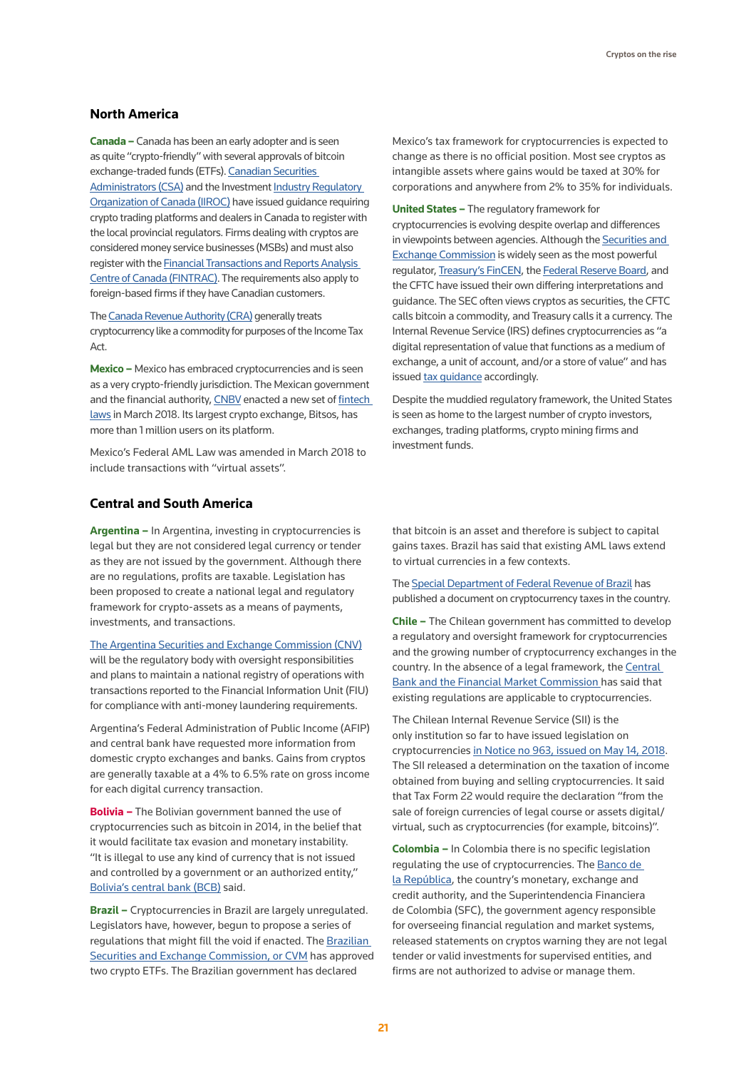## North America

**Canada –** Canada has been an early adopter and is seen as quite "crypto-friendly" with several approvals of bitcoin exchange-traded funds (ETFs). Canadian Securities Administrators (CSA) and the Investment Industry Regulatory Organization of Canada (IIROC) have issued guidance requiring crypto trading platforms and dealers in Canada to register with the local provincial regulators. Firms dealing with cryptos are considered money service businesses (MSBs) and must also register with the Financial Transactions and Reports Analysis Centre of Canada (FINTRAC). The requirements also apply to foreign-based firms if they have Canadian customers.

The Canada Revenue Authority (CRA) generally treats cryptocurrency like a commodity for purposes of the Income Tax Act.

**Mexico –** Mexico has embraced cryptocurrencies and is seen as a very crypto-friendly jurisdiction. The Mexican government and the financial authority, CNBV enacted a new set of fintech laws in March 2018. Its largest crypto exchange, Bitsos, has more than 1 million users on its platform.

Mexico's Federal AML Law was amended in March 2018 to include transactions with "virtual assets".

Mexico's tax framework for cryptocurrencies is expected to change as there is no official position. Most see cryptos as intangible assets where gains would be taxed at 30% for corporations and anywhere from 2% to 35% for individuals.

**United States –** The regulatory framework for cryptocurrencies is evolving despite overlap and differences in viewpoints between agencies. Although the Securities and Exchange Commission is widely seen as the most powerful regulator, Treasury's FinCEN, the Federal Reserve Board, and the CFTC have issued their own differing interpretations and guidance. The SEC often views cryptos as securities, the CFTC calls bitcoin a commodity, and Treasury calls it a currency. The Internal Revenue Service (IRS) defines cryptocurrencies as "a digital representation of value that functions as a medium of exchange, a unit of account, and/or a store of value" and has issued tax guidance accordingly.

Despite the muddied regulatory framework, the United States is seen as home to the largest number of crypto investors, exchanges, trading platforms, crypto mining firms and investment funds.

## Central and South America

**Argentina –** In Argentina, investing in cryptocurrencies is legal but they are not considered legal currency or tender as they are not issued by the government. Although there are no regulations, profits are taxable. Legislation has been proposed to create a national legal and regulatory framework for crypto-assets as a means of payments, investments, and transactions.

The Argentina Securities and Exchange Commission (CNV) will be the regulatory body with oversight responsibilities and plans to maintain a national registry of operations with transactions reported to the Financial Information Unit (FIU) for compliance with anti-money laundering requirements.

Argentina's Federal Administration of Public Income (AFIP) and central bank have requested more information from domestic crypto exchanges and banks. Gains from cryptos are generally taxable at a 4% to 6.5% rate on gross income for each digital currency transaction.

**Bolivia –** The Bolivian government banned the use of cryptocurrencies such as bitcoin in 2014, in the belief that it would facilitate tax evasion and monetary instability. "It is illegal to use any kind of currency that is not issued and controlled by a government or an authorized entity," Bolivia's central bank (BCB) said.

**Brazil –** Cryptocurrencies in Brazil are largely unregulated. Legislators have, however, begun to propose a series of regulations that might fill the void if enacted. The Brazilian Securities and Exchange Commission, or CVM has approved two crypto ETFs. The Brazilian government has declared that bitcoin is an asset and therefore is subject to capital gains taxes. Brazil has said that existing AML laws extend to virtual currencies in a few contexts.

The Special Department of Federal Revenue of Brazil has published a document on cryptocurrency taxes in the country.

**Chile –** The Chilean government has committed to develop a regulatory and oversight framework for cryptocurrencies and the growing number of cryptocurrency exchanges in the country. In the absence of a legal framework, the Central Bank and the Financial Market Commission has said that existing regulations are applicable to cryptocurrencies.

The Chilean Internal Revenue Service (SII) is the only institution so far to have issued legislation on cryptocurrencies in Notice no 963, issued on May 14, 2018. The SII released a determination on the taxation of income obtained from buying and selling cryptocurrencies. It said that Tax Form 22 would require the declaration "from the sale of foreign currencies of legal course or assets digital/virtual, such as cryptocurrencies (for example, bitcoins)".

**Colombia –** In Colombia there is no specific legislation regulating the use of cryptocurrencies. The Banco de la República, the country's monetary, exchange and credit authority, and the Superintendencia Financiera de Colombia (SFC), the government agency responsible for overseeing financial regulation and market systems, released statements on cryptos warning they are not legal tender or valid investments for supervised entities, and firms are not authorized to advise or manage them.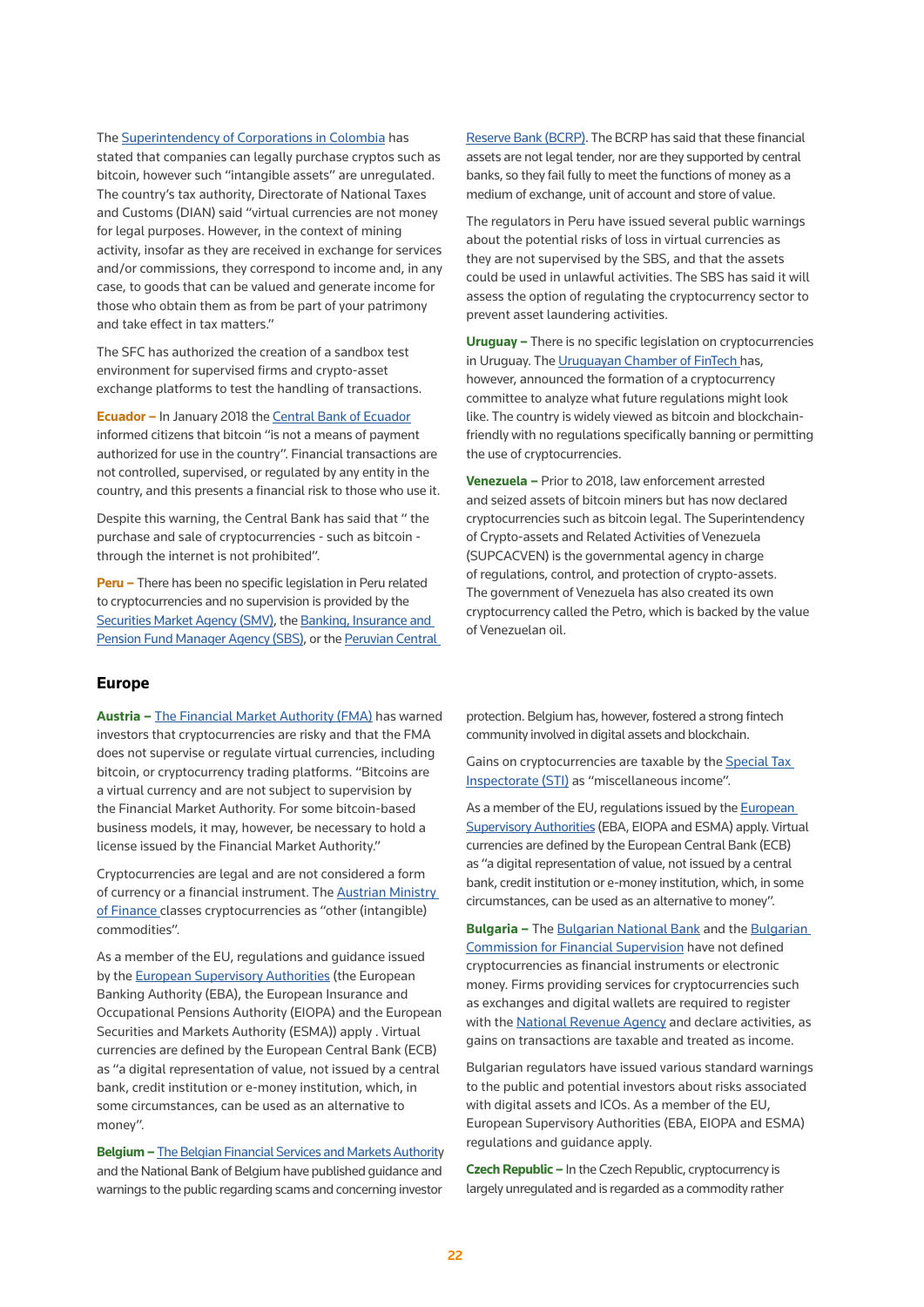The Superintendency of Corporations in Colombia has stated that companies can legally purchase cryptos such as bitcoin, however such "intangible assets" are unregulated. The country's tax authority, Directorate of National Taxes and Customs (DIAN) said "virtual currencies are not money for legal purposes. However, in the context of mining activity, insofar as they are received in exchange for services and/or commissions, they correspond to income and, in any case, to goods that can be valued and generate income for those who obtain them as from be part of your patrimony and take effect in tax matters."

The SFC has authorized the creation of a sandbox test environment for supervised firms and crypto-asset exchange platforms to test the handling of transactions.

**Ecuador –** In January 2018 the Central Bank of Ecuador informed citizens that bitcoin "is not a means of payment authorized for use in the country". Financial transactions are not controlled, supervised, or regulated by any entity in the country, and this presents a financial risk to those who use it.

Despite this warning, the Central Bank has said that " the purchase and sale of cryptocurrencies - such as bitcoin - through the internet is not prohibited".

**Peru –** There has been no specific legislation in Peru related to cryptocurrencies and no supervision is provided by the Securities Market Agency (SMV), the Banking, Insurance and Pension Fund Manager Agency (SBS), or the Peruvian Central Reserve Bank (BCRP). The BCRP has said that these financial assets are not legal tender, nor are they supported by central banks, so they fail fully to meet the functions of money as a medium of exchange, unit of account and store of value.

The regulators in Peru have issued several public warnings about the potential risks of loss in virtual currencies as they are not supervised by the SBS, and that the assets could be used in unlawful activities. The SBS has said it will assess the option of regulating the cryptocurrency sector to prevent asset laundering activities.

**Uruguay –** There is no specific legislation on cryptocurrencies in Uruguay. The Uruguayan Chamber of FinTech has, however, announced the formation of a cryptocurrency committee to analyze what future regulations might look like. The country is widely viewed as bitcoin and blockchain-friendly with no regulations specifically banning or permitting the use of cryptocurrencies.

**Venezuela –** Prior to 2018, law enforcement arrested and seized assets of bitcoin miners but has now declared cryptocurrencies such as bitcoin legal. The Superintendency of Crypto-assets and Related Activities of Venezuela (SUPCACVEN) is the governmental agency in charge of regulations, control, and protection of crypto-assets. The government of Venezuela has also created its own cryptocurrency called the Petro, which is backed by the value of Venezuelan oil.

## Europe

**Austria –** The Financial Market Authority (FMA) has warned investors that cryptocurrencies are risky and that the FMA does not supervise or regulate virtual currencies, including bitcoin, or cryptocurrency trading platforms. "Bitcoins are a virtual currency and are not subject to supervision by the Financial Market Authority. For some bitcoin-based business models, it may, however, be necessary to hold a license issued by the Financial Market Authority."

Cryptocurrencies are legal and are not considered a form of currency or a financial instrument. The Austrian Ministry of Finance classes cryptocurrencies as "other (intangible) commodities".

As a member of the EU, regulations and guidance issued by the European Supervisory Authorities (the European Banking Authority (EBA), the European Insurance and Occupational Pensions Authority (EIOPA) and the European Securities and Markets Authority (ESMA)) apply . Virtual currencies are defined by the European Central Bank (ECB) as "a digital representation of value, not issued by a central bank, credit institution or e-money institution, which, in some circumstances, can be used as an alternative to money".

**Belgium –** The Belgian Financial Services and Markets Authority and the National Bank of Belgium have published guidance and warnings to the public regarding scams and concerning investor protection. Belgium has, however, fostered a strong fintech community involved in digital assets and blockchain.

Gains on cryptocurrencies are taxable by the Special Tax Inspectorate (STI) as "miscellaneous income".

As a member of the EU, regulations issued by the European Supervisory Authorities (EBA, EIOPA and ESMA) apply. Virtual currencies are defined by the European Central Bank (ECB) as "a digital representation of value, not issued by a central bank, credit institution or e-money institution, which, in some circumstances, can be used as an alternative to money".

**Bulgaria –** The Bulgarian National Bank and the Bulgarian Commission for Financial Supervision have not defined cryptocurrencies as financial instruments or electronic money. Firms providing services for cryptocurrencies such as exchanges and digital wallets are required to register with the National Revenue Agency and declare activities, as gains on transactions are taxable and treated as income.

Bulgarian regulators have issued various standard warnings to the public and potential investors about risks associated with digital assets and ICOs. As a member of the EU, European Supervisory Authorities (EBA, EIOPA and ESMA) regulations and guidance apply.

**Czech Republic –** In the Czech Republic, cryptocurrency is largely unregulated and is regarded as a commodity rather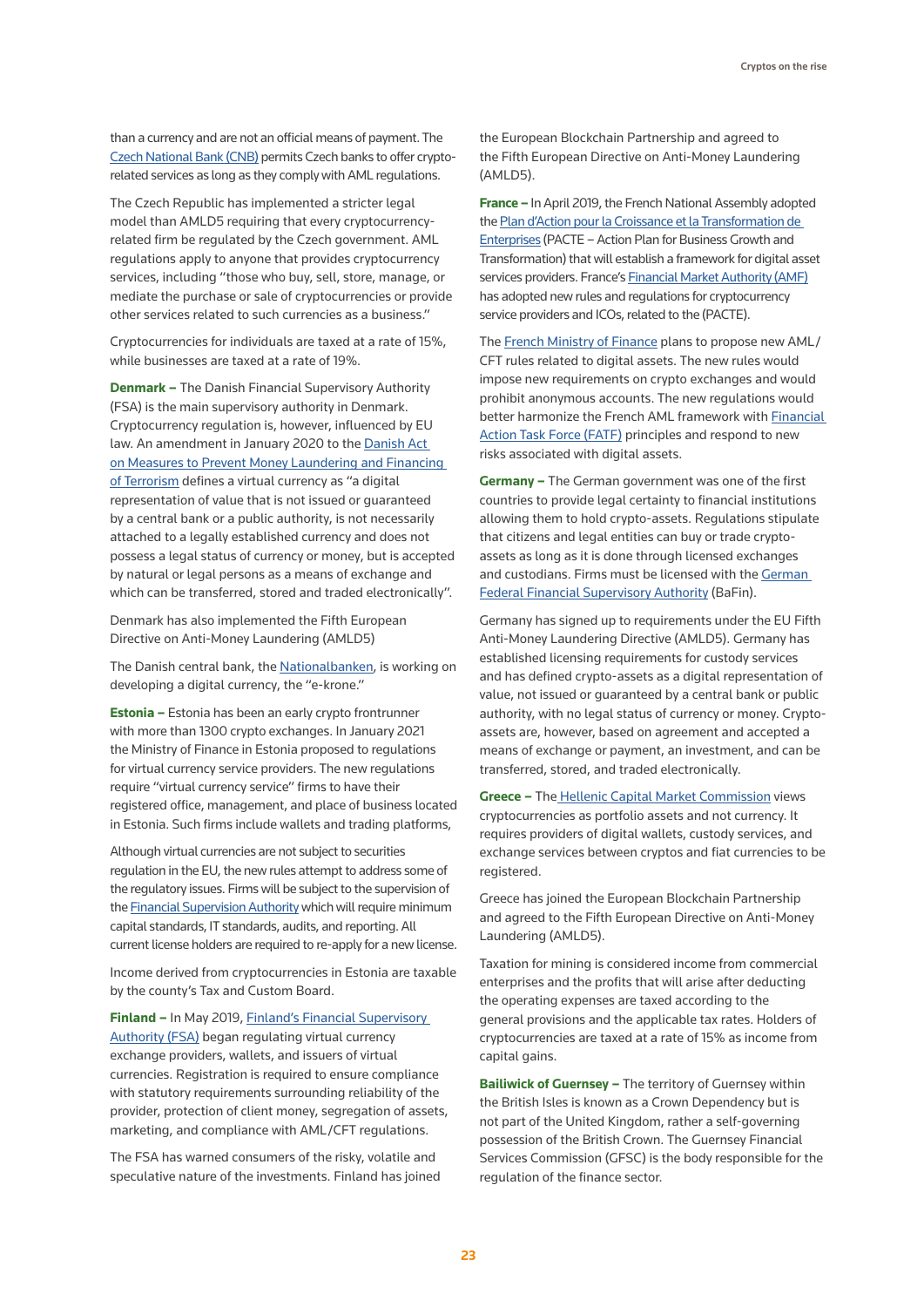than a currency and are not an official means of payment. The Czech National Bank (CNB) permits Czech banks to offer crypto-related services as long as they comply with AML regulations.

The Czech Republic has implemented a stricter legal model than AMLD5 requiring that every cryptocurrency-related firm be regulated by the Czech government. AML regulations apply to anyone that provides cryptocurrency services, including "those who buy, sell, store, manage, or mediate the purchase or sale of cryptocurrencies or provide other services related to such currencies as a business."

Cryptocurrencies for individuals are taxed at a rate of 15%, while businesses are taxed at a rate of 19%.

**Denmark –** The Danish Financial Supervisory Authority (FSA) is the main supervisory authority in Denmark. Cryptocurrency regulation is, however, influenced by EU law. An amendment in January 2020 to the Danish Act on Measures to Prevent Money Laundering and Financing of Terrorism defines a virtual currency as "a digital representation of value that is not issued or guaranteed by a central bank or a public authority, is not necessarily attached to a legally established currency and does not possess a legal status of currency or money, but is accepted by natural or legal persons as a means of exchange and which can be transferred, stored and traded electronically".

Denmark has also implemented the Fifth European Directive on Anti-Money Laundering (AMLD5)

The Danish central bank, the Nationalbanken, is working on developing a digital currency, the "e-krone."

**Estonia –** Estonia has been an early crypto frontrunner with more than 1300 crypto exchanges. In January 2021 the Ministry of Finance in Estonia proposed to regulations for virtual currency service providers. The new regulations require "virtual currency service" firms to have their registered office, management, and place of business located in Estonia. Such firms include wallets and trading platforms,

Although virtual currencies are not subject to securities regulation in the EU, the new rules attempt to address some of the regulatory issues. Firms will be subject to the supervision of the Financial Supervision Authority which will require minimum capital standards, IT standards, audits, and reporting. All current license holders are required to re-apply for a new license.

Income derived from cryptocurrencies in Estonia are taxable by the county's Tax and Custom Board.

**Finland –** In May 2019, Finland's Financial Supervisory Authority (FSA) began regulating virtual currency exchange providers, wallets, and issuers of virtual currencies. Registration is required to ensure compliance with statutory requirements surrounding reliability of the provider, protection of client money, segregation of assets, marketing, and compliance with AML/CFT regulations.

The FSA has warned consumers of the risky, volatile and speculative nature of the investments. Finland has joined the European Blockchain Partnership and agreed to the Fifth European Directive on Anti-Money Laundering (AMLD5).

**France –** In April 2019, the French National Assembly adopted the Plan d'Action pour la Croissance et la Transformation de Enterprises (PACTE – Action Plan for Business Growth and Transformation) that will establish a framework for digital asset services providers. France's Financial Market Authority (AMF) has adopted new rules and regulations for cryptocurrency service providers and ICOs, related to the (PACTE).

The French Ministry of Finance plans to propose new AML/CFT rules related to digital assets. The new rules would impose new requirements on crypto exchanges and would prohibit anonymous accounts. The new regulations would better harmonize the French AML framework with Financial Action Task Force (FATF) principles and respond to new risks associated with digital assets.

**Germany –** The German government was one of the first countries to provide legal certainty to financial institutions allowing them to hold crypto-assets. Regulations stipulate that citizens and legal entities can buy or trade crypto-assets as long as it is done through licensed exchanges and custodians. Firms must be licensed with the German Federal Financial Supervisory Authority (BaFin).

Germany has signed up to requirements under the EU Fifth Anti-Money Laundering Directive (AMLD5). Germany has established licensing requirements for custody services and has defined crypto-assets as a digital representation of value, not issued or guaranteed by a central bank or public authority, with no legal status of currency or money. Crypto-assets are, however, based on agreement and accepted a means of exchange or payment, an investment, and can be transferred, stored, and traded electronically.

**Greece –** The Hellenic Capital Market Commission views cryptocurrencies as portfolio assets and not currency. It requires providers of digital wallets, custody services, and exchange services between cryptos and fiat currencies to be registered.

Greece has joined the European Blockchain Partnership and agreed to the Fifth European Directive on Anti-Money Laundering (AMLD5).

Taxation for mining is considered income from commercial enterprises and the profits that will arise after deducting the operating expenses are taxed according to the general provisions and the applicable tax rates. Holders of cryptocurrencies are taxed at a rate of 15% as income from capital gains.

**Bailiwick of Guernsey –** The territory of Guernsey within the British Isles is known as a Crown Dependency but is not part of the United Kingdom, rather a self-governing possession of the British Crown. The Guernsey Financial Services Commission (GFSC) is the body responsible for the regulation of the finance sector.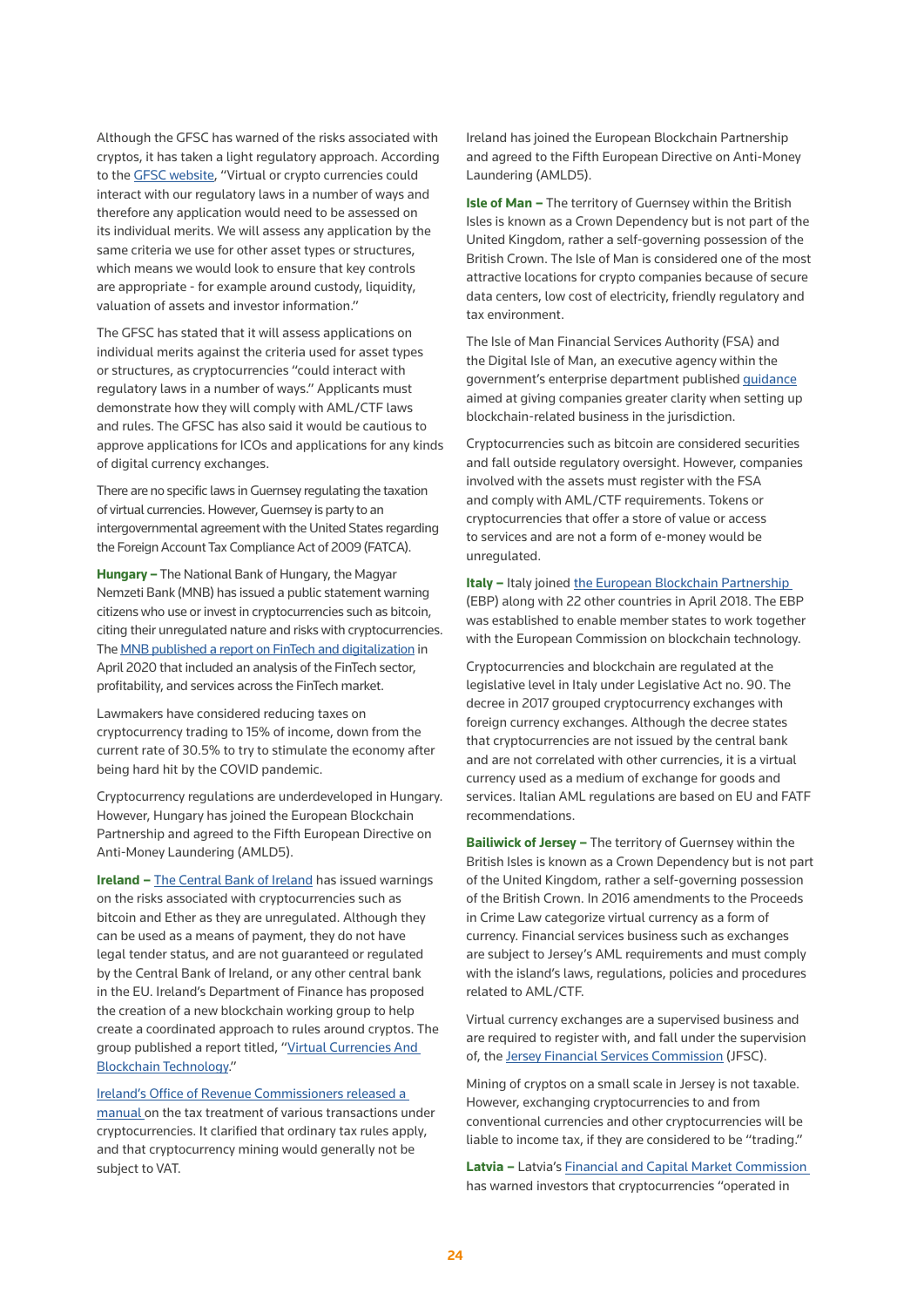Although the GFSC has warned of the risks associated with cryptos, it has taken a light regulatory approach. According to the GFSC website, "Virtual or crypto currencies could interact with our regulatory laws in a number of ways and therefore any application would need to be assessed on its individual merits. We will assess any application by the same criteria we use for other asset types or structures, which means we would look to ensure that key controls are appropriate - for example around custody, liquidity, valuation of assets and investor information."

The GFSC has stated that it will assess applications on individual merits against the criteria used for asset types or structures, as cryptocurrencies "could interact with regulatory laws in a number of ways." Applicants must demonstrate how they will comply with AML/CTF laws and rules. The GFSC has also said it would be cautious to approve applications for ICOs and applications for any kinds of digital currency exchanges.

There are no specific laws in Guernsey regulating the taxation of virtual currencies. However, Guernsey is party to an intergovernmental agreement with the United States regarding the Foreign Account Tax Compliance Act of 2009 (FATCA).

**Hungary –** The National Bank of Hungary, the Magyar Nemzeti Bank (MNB) has issued a public statement warning citizens who use or invest in cryptocurrencies such as bitcoin, citing their unregulated nature and risks with cryptocurrencies. The MNB published a report on FinTech and digitalization in April 2020 that included an analysis of the FinTech sector, profitability, and services across the FinTech market.

Lawmakers have considered reducing taxes on cryptocurrency trading to 15% of income, down from the current rate of 30.5% to try to stimulate the economy after being hard hit by the COVID pandemic.

Cryptocurrency regulations are underdeveloped in Hungary. However, Hungary has joined the European Blockchain Partnership and agreed to the Fifth European Directive on Anti-Money Laundering (AMLD5).

**Ireland –** The Central Bank of Ireland has issued warnings on the risks associated with cryptocurrencies such as bitcoin and Ether as they are unregulated. Although they can be used as a means of payment, they do not have legal tender status, and are not guaranteed or regulated by the Central Bank of Ireland, or any other central bank in the EU. Ireland's Department of Finance has proposed the creation of a new blockchain working group to help create a coordinated approach to rules around cryptos. The group published a report titled, "Virtual Currencies And Blockchain Technology."

Ireland's Office of Revenue Commissioners released a manual on the tax treatment of various transactions under cryptocurrencies. It clarified that ordinary tax rules apply, and that cryptocurrency mining would generally not be subject to VAT.

Ireland has joined the European Blockchain Partnership and agreed to the Fifth European Directive on Anti-Money Laundering (AMLD5).

**Isle of Man –** The territory of Guernsey within the British Isles is known as a Crown Dependency but is not part of the United Kingdom, rather a self-governing possession of the British Crown. The Isle of Man is considered one of the most attractive locations for crypto companies because of secure data centers, low cost of electricity, friendly regulatory and tax environment.

The Isle of Man Financial Services Authority (FSA) and the Digital Isle of Man, an executive agency within the government's enterprise department published guidance aimed at giving companies greater clarity when setting up blockchain-related business in the jurisdiction.

Cryptocurrencies such as bitcoin are considered securities and fall outside regulatory oversight. However, companies involved with the assets must register with the FSA and comply with AML/CTF requirements. Tokens or cryptocurrencies that offer a store of value or access to services and are not a form of e-money would be unregulated.

**Italy –** Italy joined the European Blockchain Partnership (EBP) along with 22 other countries in April 2018. The EBP was established to enable member states to work together with the European Commission on blockchain technology.

Cryptocurrencies and blockchain are regulated at the legislative level in Italy under Legislative Act no. 90. The decree in 2017 grouped cryptocurrency exchanges with foreign currency exchanges. Although the decree states that cryptocurrencies are not issued by the central bank and are not correlated with other currencies, it is a virtual currency used as a medium of exchange for goods and services. Italian AML regulations are based on EU and FATF recommendations.

**Bailiwick of Jersey –** The territory of Guernsey within the British Isles is known as a Crown Dependency but is not part of the United Kingdom, rather a self-governing possession of the British Crown. In 2016 amendments to the Proceeds in Crime Law categorize virtual currency as a form of currency. Financial services business such as exchanges are subject to Jersey's AML requirements and must comply with the island's laws, regulations, policies and procedures related to AML/CTF.

Virtual currency exchanges are a supervised business and are required to register with, and fall under the supervision of, the Jersey Financial Services Commission (JFSC).

Mining of cryptos on a small scale in Jersey is not taxable. However, exchanging cryptocurrencies to and from conventional currencies and other cryptocurrencies will be liable to income tax, if they are considered to be "trading."

**Latvia –** Latvia's Financial and Capital Market Commission has warned investors that cryptocurrencies "operated in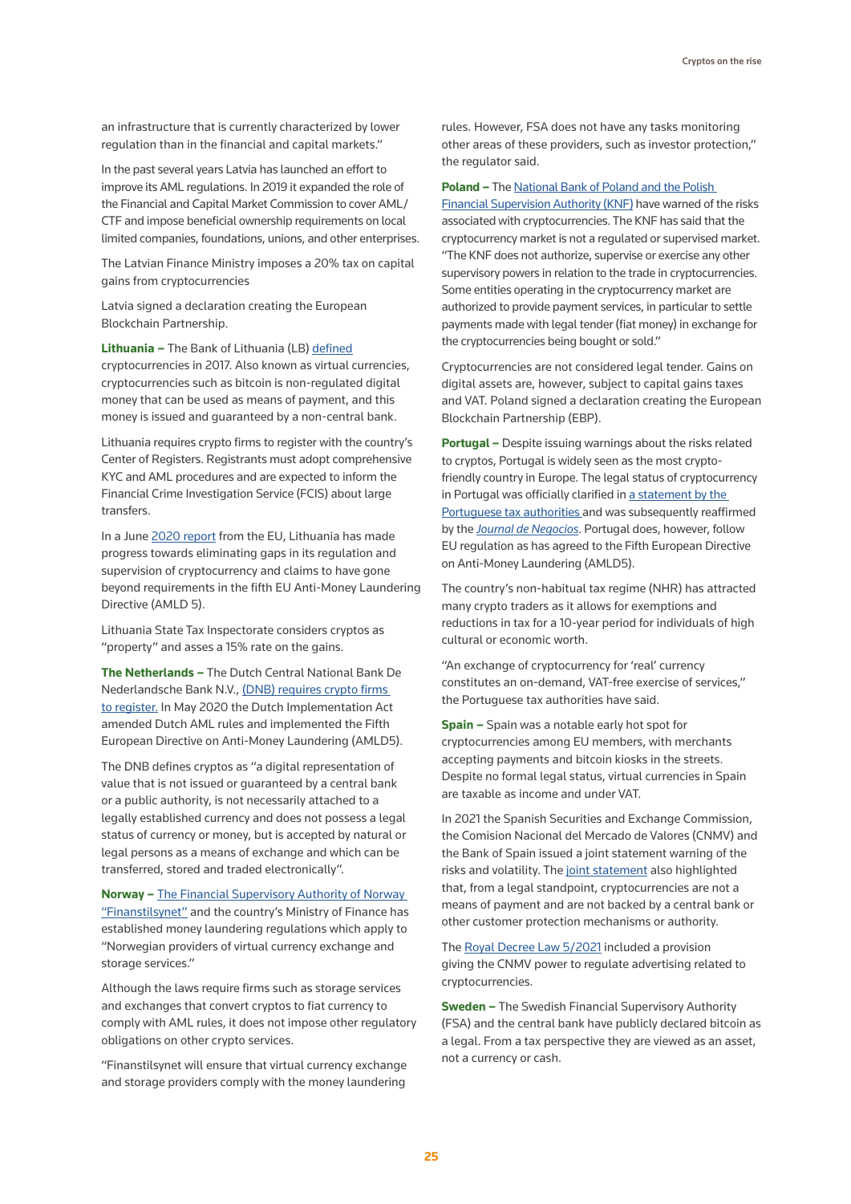an infrastructure that is currently characterized by lower regulation than in the financial and capital markets."

In the past several years Latvia has launched an effort to improve its AML regulations. In 2019 it expanded the role of the Financial and Capital Market Commission to cover AML/CTF and impose beneficial ownership requirements on local limited companies, foundations, unions, and other enterprises.

The Latvian Finance Ministry imposes a 20% tax on capital gains from cryptocurrencies

Latvia signed a declaration creating the European Blockchain Partnership.

**Lithuania –** The Bank of Lithuania (LB) defined cryptocurrencies in 2017. Also known as virtual currencies, cryptocurrencies such as bitcoin is non-regulated digital money that can be used as means of payment, and this money is issued and guaranteed by a non-central bank.

Lithuania requires crypto firms to register with the country's Center of Registers. Registrants must adopt comprehensive KYC and AML procedures and are expected to inform the Financial Crime Investigation Service (FCIS) about large transfers.

In a June 2020 report from the EU, Lithuania has made progress towards eliminating gaps in its regulation and supervision of cryptocurrency and claims to have gone beyond requirements in the fifth EU Anti-Money Laundering Directive (AMLD 5).

Lithuania State Tax Inspectorate considers cryptos as "property" and asses a 15% rate on the gains.

**The Netherlands –** The Dutch Central National Bank De Nederlandsche Bank N.V., (DNB) requires crypto firms to register. In May 2020 the Dutch Implementation Act amended Dutch AML rules and implemented the Fifth European Directive on Anti-Money Laundering (AMLD5).

The DNB defines cryptos as "a digital representation of value that is not issued or guaranteed by a central bank or a public authority, is not necessarily attached to a legally established currency and does not possess a legal status of currency or money, but is accepted by natural or legal persons as a means of exchange and which can be transferred, stored and traded electronically".

**Norway –** The Financial Supervisory Authority of Norway "Finanstilsynet" and the country's Ministry of Finance has established money laundering regulations which apply to "Norwegian providers of virtual currency exchange and storage services."

Although the laws require firms such as storage services and exchanges that convert cryptos to fiat currency to comply with AML rules, it does not impose other regulatory obligations on other crypto services.

"Finanstilsynet will ensure that virtual currency exchange and storage providers comply with the money laundering rules. However, FSA does not have any tasks monitoring other areas of these providers, such as investor protection," the regulator said.

**Poland –** The National Bank of Poland and the Polish Financial Supervision Authority (KNF) have warned of the risks associated with cryptocurrencies. The KNF has said that the cryptocurrency market is not a regulated or supervised market. "The KNF does not authorize, supervise or exercise any other supervisory powers in relation to the trade in cryptocurrencies. Some entities operating in the cryptocurrency market are authorized to provide payment services, in particular to settle payments made with legal tender (fiat money) in exchange for the cryptocurrencies being bought or sold."

Cryptocurrencies are not considered legal tender. Gains on digital assets are, however, subject to capital gains taxes and VAT. Poland signed a declaration creating the European Blockchain Partnership (EBP).

**Portugal –** Despite issuing warnings about the risks related to cryptos, Portugal is widely seen as the most crypto-friendly country in Europe. The legal status of cryptocurrency in Portugal was officially clarified in a statement by the Portuguese tax authorities and was subsequently reaffirmed by the *Journal de Negocios*. Portugal does, however, follow EU regulation as has agreed to the Fifth European Directive on Anti-Money Laundering (AMLD5).

The country's non-habitual tax regime (NHR) has attracted many crypto traders as it allows for exemptions and reductions in tax for a 10-year period for individuals of high cultural or economic worth.

"An exchange of cryptocurrency for 'real' currency constitutes an on-demand, VAT-free exercise of services," the Portuguese tax authorities have said.

**Spain –** Spain was a notable early hot spot for cryptocurrencies among EU members, with merchants accepting payments and bitcoin kiosks in the streets. Despite no formal legal status, virtual currencies in Spain are taxable as income and under VAT.

In 2021 the Spanish Securities and Exchange Commission, the Comision Nacional del Mercado de Valores (CNMV) and the Bank of Spain issued a joint statement warning of the risks and volatility. The joint statement also highlighted that, from a legal standpoint, cryptocurrencies are not a means of payment and are not backed by a central bank or other customer protection mechanisms or authority.

The Royal Decree Law 5/2021 included a provision giving the CNMV power to regulate advertising related to cryptocurrencies.

**Sweden –** The Swedish Financial Supervisory Authority (FSA) and the central bank have publicly declared bitcoin as a legal. From a tax perspective they are viewed as an asset, not a currency or cash.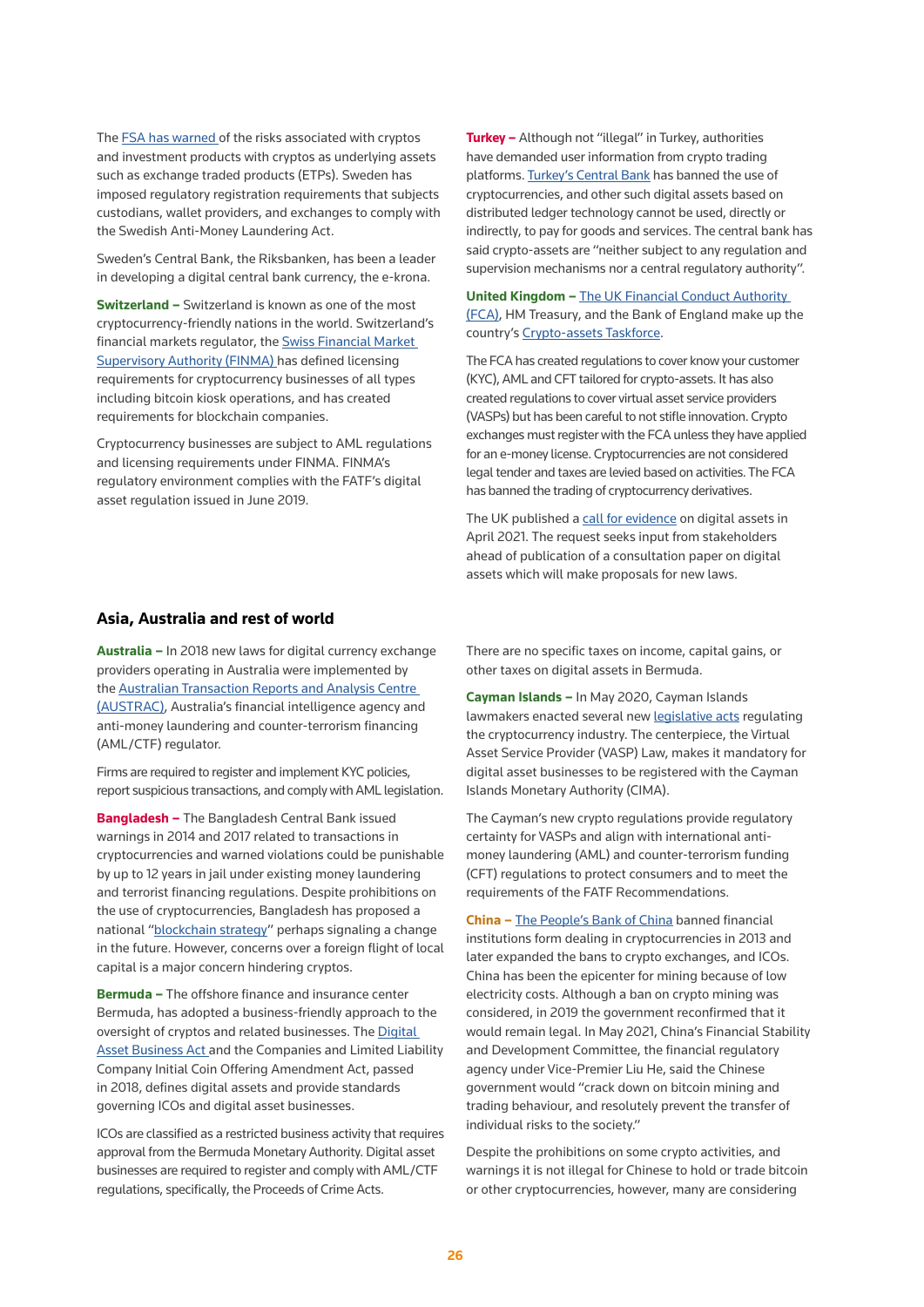The FSA has warned of the risks associated with cryptos and investment products with cryptos as underlying assets such as exchange traded products (ETPs). Sweden has imposed regulatory registration requirements that subjects custodians, wallet providers, and exchanges to comply with the Swedish Anti-Money Laundering Act.

Sweden's Central Bank, the Riksbanken, has been a leader in developing a digital central bank currency, the e-krona.

**Switzerland –** Switzerland is known as one of the most cryptocurrency-friendly nations in the world. Switzerland's financial markets regulator, the Swiss Financial Market Supervisory Authority (FINMA) has defined licensing requirements for cryptocurrency businesses of all types including bitcoin kiosk operations, and has created requirements for blockchain companies.

Cryptocurrency businesses are subject to AML regulations and licensing requirements under FINMA. FINMA's regulatory environment complies with the FATF's digital asset regulation issued in June 2019.

**Turkey –** Although not "illegal" in Turkey, authorities have demanded user information from crypto trading platforms. Turkey's Central Bank has banned the use of cryptocurrencies, and other such digital assets based on distributed ledger technology cannot be used, directly or indirectly, to pay for goods and services. The central bank has said crypto-assets are "neither subject to any regulation and supervision mechanisms nor a central regulatory authority".

**United Kingdom –** The UK Financial Conduct Authority (FCA), HM Treasury, and the Bank of England make up the country's Crypto-assets Taskforce.

The FCA has created regulations to cover know your customer (KYC), AML and CFT tailored for crypto-assets. It has also created regulations to cover virtual asset service providers (VASPs) but has been careful to not stifle innovation. Crypto exchanges must register with the FCA unless they have applied for an e-money license. Cryptocurrencies are not considered legal tender and taxes are levied based on activities. The FCA has banned the trading of cryptocurrency derivatives.

The UK published a call for evidence on digital assets in April 2021. The request seeks input from stakeholders ahead of publication of a consultation paper on digital assets which will make proposals for new laws.

## Asia, Australia and rest of world

**Australia –** In 2018 new laws for digital currency exchange providers operating in Australia were implemented by the Australian Transaction Reports and Analysis Centre (AUSTRAC), Australia's financial intelligence agency and anti-money laundering and counter-terrorism financing (AML/CTF) regulator.

Firms are required to register and implement KYC policies, report suspicious transactions, and comply with AML legislation.

**Bangladesh –** The Bangladesh Central Bank issued warnings in 2014 and 2017 related to transactions in cryptocurrencies and warned violations could be punishable by up to 12 years in jail under existing money laundering and terrorist financing regulations. Despite prohibitions on the use of cryptocurrencies, Bangladesh has proposed a national "blockchain strategy" perhaps signaling a change in the future. However, concerns over a foreign flight of local capital is a major concern hindering cryptos.

**Bermuda –** The offshore finance and insurance center Bermuda, has adopted a business-friendly approach to the oversight of cryptos and related businesses. The Digital Asset Business Act and the Companies and Limited Liability Company Initial Coin Offering Amendment Act, passed in 2018, defines digital assets and provide standards governing ICOs and digital asset businesses.

ICOs are classified as a restricted business activity that requires approval from the Bermuda Monetary Authority. Digital asset businesses are required to register and comply with AML/CTF regulations, specifically, the Proceeds of Crime Acts.

There are no specific taxes on income, capital gains, or other taxes on digital assets in Bermuda.

**Cayman Islands –** In May 2020, Cayman Islands lawmakers enacted several new legislative acts regulating the cryptocurrency industry. The centerpiece, the Virtual Asset Service Provider (VASP) Law, makes it mandatory for digital asset businesses to be registered with the Cayman Islands Monetary Authority (CIMA).

The Cayman's new crypto regulations provide regulatory certainty for VASPs and align with international anti-money laundering (AML) and counter-terrorism funding (CFT) regulations to protect consumers and to meet the requirements of the FATF Recommendations.

**China –** The People's Bank of China banned financial institutions form dealing in cryptocurrencies in 2013 and later expanded the bans to crypto exchanges, and ICOs. China has been the epicenter for mining because of low electricity costs. Although a ban on crypto mining was considered, in 2019 the government reconfirmed that it would remain legal. In May 2021, China's Financial Stability and Development Committee, the financial regulatory agency under Vice-Premier Liu He, said the Chinese government would "crack down on bitcoin mining and trading behaviour, and resolutely prevent the transfer of individual risks to the society."

Despite the prohibitions on some crypto activities, and warnings it is not illegal for Chinese to hold or trade bitcoin or other cryptocurrencies, however, many are considering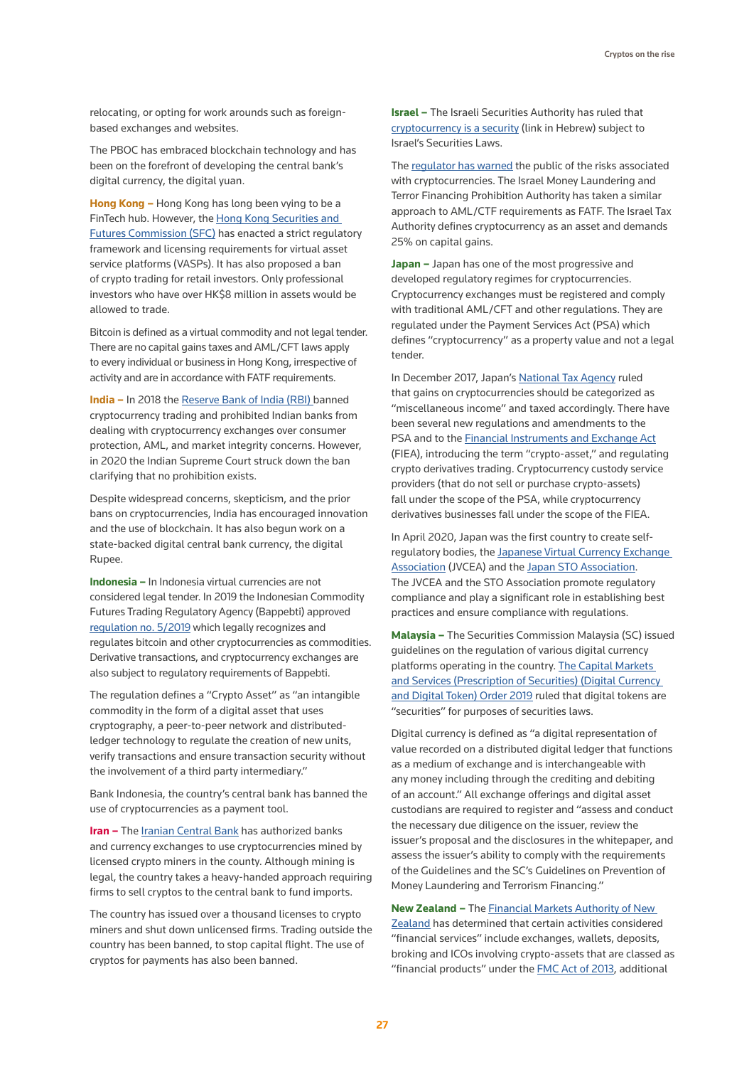relocating, or opting for work arounds such as foreign-based exchanges and websites.

The PBOC has embraced blockchain technology and has been on the forefront of developing the central bank's digital currency, the digital yuan.

**Hong Kong –** Hong Kong has long been vying to be a FinTech hub. However, the Hong Kong Securities and Futures Commission (SFC) has enacted a strict regulatory framework and licensing requirements for virtual asset service platforms (VASPs). It has also proposed a ban of crypto trading for retail investors. Only professional investors who have over HK$8 million in assets would be allowed to trade.

Bitcoin is defined as a virtual commodity and not legal tender. There are no capital gains taxes and AML/CFT laws apply to every individual or business in Hong Kong, irrespective of activity and are in accordance with FATF requirements.

**India –** In 2018 the Reserve Bank of India (RBI) banned cryptocurrency trading and prohibited Indian banks from dealing with cryptocurrency exchanges over consumer protection, AML, and market integrity concerns. However, in 2020 the Indian Supreme Court struck down the ban clarifying that no prohibition exists.

Despite widespread concerns, skepticism, and the prior bans on cryptocurrencies, India has encouraged innovation and the use of blockchain. It has also begun work on a state-backed digital central bank currency, the digital Rupee.

**Indonesia –** In Indonesia virtual currencies are not considered legal tender. In 2019 the Indonesian Commodity Futures Trading Regulatory Agency (Bappebti) approved regulation no. 5/2019 which legally recognizes and regulates bitcoin and other cryptocurrencies as commodities. Derivative transactions, and cryptocurrency exchanges are also subject to regulatory requirements of Bappebti.

The regulation defines a "Crypto Asset" as "an intangible commodity in the form of a digital asset that uses cryptography, a peer-to-peer network and distributed-ledger technology to regulate the creation of new units, verify transactions and ensure transaction security without the involvement of a third party intermediary."

Bank Indonesia, the country's central bank has banned the use of cryptocurrencies as a payment tool.

**Iran –** The Iranian Central Bank has authorized banks and currency exchanges to use cryptocurrencies mined by licensed crypto miners in the county. Although mining is legal, the country takes a heavy-handed approach requiring firms to sell cryptos to the central bank to fund imports.

The country has issued over a thousand licenses to crypto miners and shut down unlicensed firms. Trading outside the country has been banned, to stop capital flight. The use of cryptos for payments has also been banned.

**Israel –** The Israeli Securities Authority has ruled that cryptocurrency is a security (link in Hebrew) subject to Israel's Securities Laws.

The regulator has warned the public of the risks associated with cryptocurrencies. The Israel Money Laundering and Terror Financing Prohibition Authority has taken a similar approach to AML/CTF requirements as FATF. The Israel Tax Authority defines cryptocurrency as an asset and demands 25% on capital gains.

**Japan –** Japan has one of the most progressive and developed regulatory regimes for cryptocurrencies. Cryptocurrency exchanges must be registered and comply with traditional AML/CFT and other regulations. They are regulated under the Payment Services Act (PSA) which defines "cryptocurrency" as a property value and not a legal tender.

In December 2017, Japan's National Tax Agency ruled that gains on cryptocurrencies should be categorized as "miscellaneous income" and taxed accordingly. There have been several new regulations and amendments to the PSA and to the Financial Instruments and Exchange Act (FIEA), introducing the term "crypto-asset," and regulating crypto derivatives trading. Cryptocurrency custody service providers (that do not sell or purchase crypto-assets) fall under the scope of the PSA, while cryptocurrency derivatives businesses fall under the scope of the FIEA.

In April 2020, Japan was the first country to create self-regulatory bodies, the Japanese Virtual Currency Exchange Association (JVCEA) and the Japan STO Association. The JVCEA and the STO Association promote regulatory compliance and play a significant role in establishing best practices and ensure compliance with regulations.

**Malaysia –** The Securities Commission Malaysia (SC) issued guidelines on the regulation of various digital currency platforms operating in the country. The Capital Markets and Services (Prescription of Securities) (Digital Currency and Digital Token) Order 2019 ruled that digital tokens are "securities" for purposes of securities laws.

Digital currency is defined as "a digital representation of value recorded on a distributed digital ledger that functions as a medium of exchange and is interchangeable with any money including through the crediting and debiting of an account." All exchange offerings and digital asset custodians are required to register and "assess and conduct the necessary due diligence on the issuer, review the issuer's proposal and the disclosures in the whitepaper, and assess the issuer's ability to comply with the requirements of the Guidelines and the SC's Guidelines on Prevention of Money Laundering and Terrorism Financing."

**New Zealand –** The Financial Markets Authority of New Zealand has determined that certain activities considered "financial services" include exchanges, wallets, deposits, broking and ICOs involving crypto-assets that are classed as "financial products" under the FMC Act of 2013, additional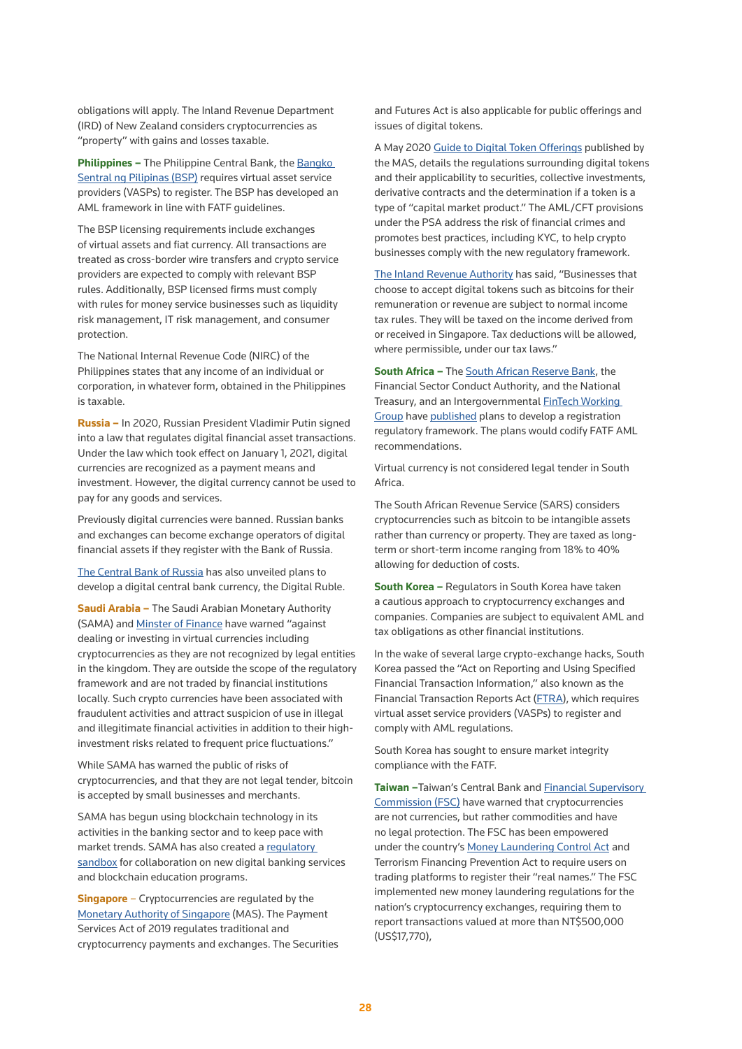obligations will apply. The Inland Revenue Department (IRD) of New Zealand considers cryptocurrencies as "property" with gains and losses taxable.

**Philippines –** The Philippine Central Bank, the Bangko Sentral ng Pilipinas (BSP) requires virtual asset service providers (VASPs) to register. The BSP has developed an AML framework in line with FATF guidelines.

The BSP licensing requirements include exchanges of virtual assets and fiat currency. All transactions are treated as cross-border wire transfers and crypto service providers are expected to comply with relevant BSP rules. Additionally, BSP licensed firms must comply with rules for money service businesses such as liquidity risk management, IT risk management, and consumer protection.

The National Internal Revenue Code (NIRC) of the Philippines states that any income of an individual or corporation, in whatever form, obtained in the Philippines is taxable.

**Russia –** In 2020, Russian President Vladimir Putin signed into a law that regulates digital financial asset transactions. Under the law which took effect on January 1, 2021, digital currencies are recognized as a payment means and investment. However, the digital currency cannot be used to pay for any goods and services.

Previously digital currencies were banned. Russian banks and exchanges can become exchange operators of digital financial assets if they register with the Bank of Russia.

The Central Bank of Russia has also unveiled plans to develop a digital central bank currency, the Digital Ruble.

**Saudi Arabia –** The Saudi Arabian Monetary Authority (SAMA) and Minster of Finance have warned "against dealing or investing in virtual currencies including cryptocurrencies as they are not recognized by legal entities in the kingdom. They are outside the scope of the regulatory framework and are not traded by financial institutions locally. Such crypto currencies have been associated with fraudulent activities and attract suspicion of use in illegal and illegitimate financial activities in addition to their high-investment risks related to frequent price fluctuations."

While SAMA has warned the public of risks of cryptocurrencies, and that they are not legal tender, bitcoin is accepted by small businesses and merchants.

SAMA has begun using blockchain technology in its activities in the banking sector and to keep pace with market trends. SAMA has also created a regulatory sandbox for collaboration on new digital banking services and blockchain education programs.

**Singapore** – Cryptocurrencies are regulated by the Monetary Authority of Singapore (MAS). The Payment Services Act of 2019 regulates traditional and cryptocurrency payments and exchanges. The Securities and Futures Act is also applicable for public offerings and issues of digital tokens.

A May 2020 Guide to Digital Token Offerings published by the MAS, details the regulations surrounding digital tokens and their applicability to securities, collective investments, derivative contracts and the determination if a token is a type of "capital market product." The AML/CFT provisions under the PSA address the risk of financial crimes and promotes best practices, including KYC, to help crypto businesses comply with the new regulatory framework.

The Inland Revenue Authority has said, "Businesses that choose to accept digital tokens such as bitcoins for their remuneration or revenue are subject to normal income tax rules. They will be taxed on the income derived from or received in Singapore. Tax deductions will be allowed, where permissible, under our tax laws."

**South Africa –** The South African Reserve Bank, the Financial Sector Conduct Authority, and the National Treasury, and an Intergovernmental FinTech Working Group have published plans to develop a registration regulatory framework. The plans would codify FATF AML recommendations.

Virtual currency is not considered legal tender in South Africa.

The South African Revenue Service (SARS) considers cryptocurrencies such as bitcoin to be intangible assets rather than currency or property. They are taxed as long-term or short-term income ranging from 18% to 40% allowing for deduction of costs.

**South Korea –** Regulators in South Korea have taken a cautious approach to cryptocurrency exchanges and companies. Companies are subject to equivalent AML and tax obligations as other financial institutions.

In the wake of several large crypto-exchange hacks, South Korea passed the "Act on Reporting and Using Specified Financial Transaction Information," also known as the Financial Transaction Reports Act (FTRA), which requires virtual asset service providers (VASPs) to register and comply with AML regulations.

South Korea has sought to ensure market integrity compliance with the FATF.

**Taiwan –** Taiwan's Central Bank and Financial Supervisory Commission (FSC) have warned that cryptocurrencies are not currencies, but rather commodities and have no legal protection. The FSC has been empowered under the country's Money Laundering Control Act and Terrorism Financing Prevention Act to require users on trading platforms to register their "real names." The FSC implemented new money laundering regulations for the nation's cryptocurrency exchanges, requiring them to report transactions valued at more than NT$500,000 (US$17,770),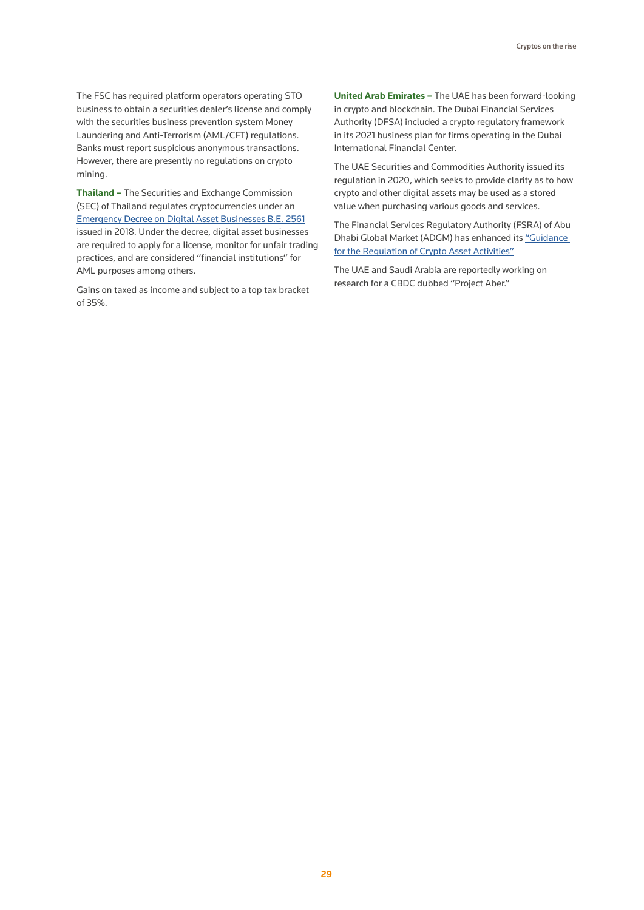The FSC has required platform operators operating STO business to obtain a securities dealer's license and comply with the securities business prevention system Money Laundering and Anti-Terrorism (AML/CFT) regulations. Banks must report suspicious anonymous transactions. However, there are presently no regulations on crypto mining.

**Thailand –** The Securities and Exchange Commission (SEC) of Thailand regulates cryptocurrencies under an [Emergency Decree on Digital Asset Businesses B.E. 2561] issued in 2018. Under the decree, digital asset businesses are required to apply for a license, monitor for unfair trading practices, and are considered "financial institutions" for AML purposes among others.

Gains on taxed as income and subject to a top tax bracket of 35%.

**United Arab Emirates –** The UAE has been forward-looking in crypto and blockchain. The Dubai Financial Services Authority (DFSA) included a crypto regulatory framework in its 2021 business plan for firms operating in the Dubai International Financial Center.

The UAE Securities and Commodities Authority issued its regulation in 2020, which seeks to provide clarity as to how crypto and other digital assets may be used as a stored value when purchasing various goods and services.

The Financial Services Regulatory Authority (FSRA) of Abu Dhabi Global Market (ADGM) has enhanced its ["Guidance for the Regulation of Crypto Asset Activities"]

The UAE and Saudi Arabia are reportedly working on research for a CBDC dubbed "Project Aber."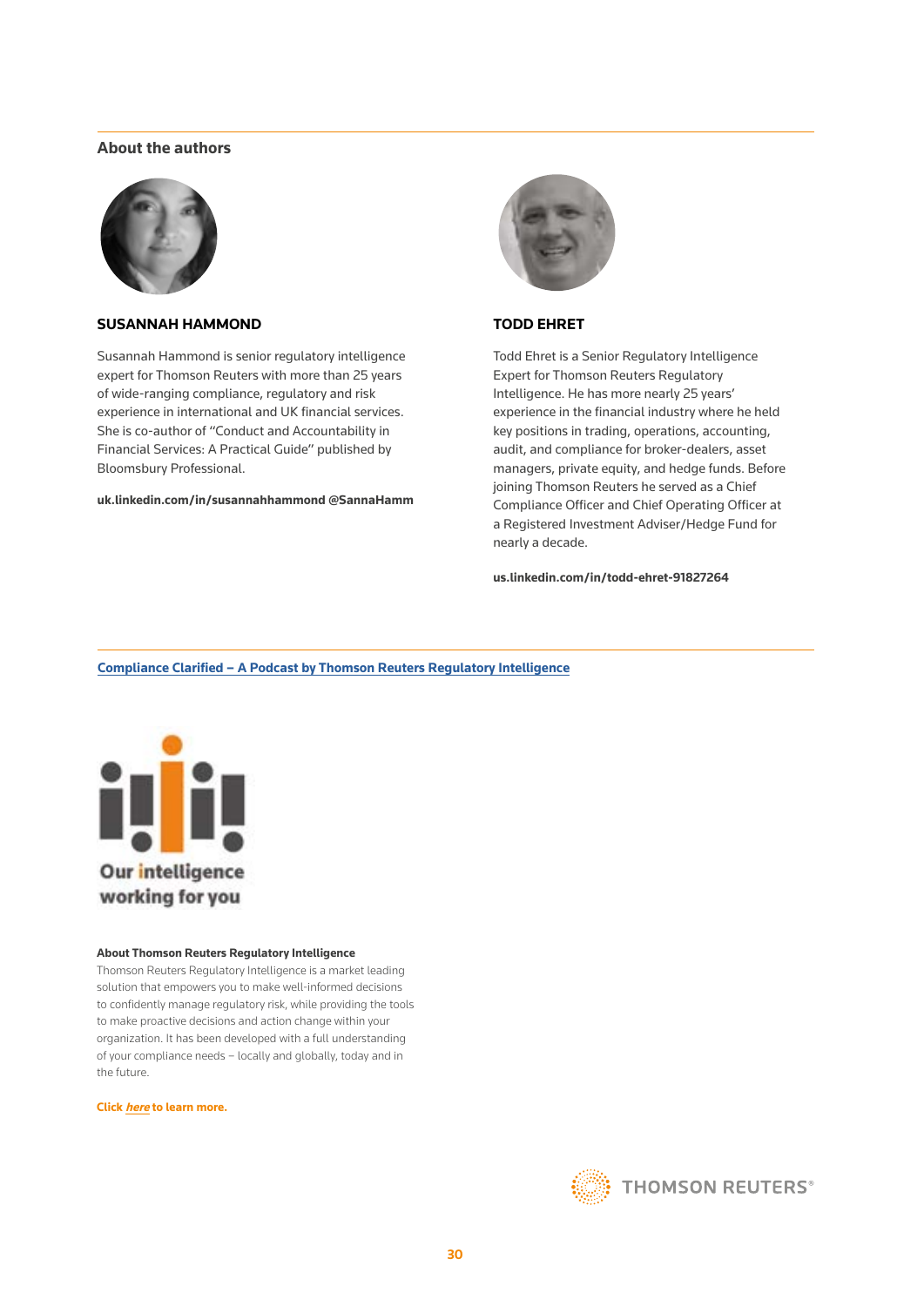## About the authors

### SUSANNAH HAMMOND

Susannah Hammond is senior regulatory intelligence expert for Thomson Reuters with more than 25 years of wide-ranging compliance, regulatory and risk experience in international and UK financial services. She is co-author of "Conduct and Accountability in Financial Services: A Practical Guide" published by Bloomsbury Professional.

**uk.linkedin.com/in/susannahhammond @SannaHamm**

### TODD EHRET

Todd Ehret is a Senior Regulatory Intelligence Expert for Thomson Reuters Regulatory Intelligence. He has more nearly 25 years' experience in the financial industry where he held key positions in trading, operations, accounting, audit, and compliance for broker-dealers, asset managers, private equity, and hedge funds. Before joining Thomson Reuters he served as a Chief Compliance Officer and Chief Operating Officer at a Registered Investment Adviser/Hedge Fund for nearly a decade.

**us.linkedin.com/in/todd-ehret-91827264**

---

[Compliance Clarified – A Podcast by Thomson Reuters Regulatory Intelligence]()

Our intelligence working for you

**About Thomson Reuters Regulatory Intelligence**

Thomson Reuters Regulatory Intelligence is a market leading solution that empowers you to make well-informed decisions to confidently manage regulatory risk, while providing the tools to make proactive decisions and action change within your organization. It has been developed with a full understanding of your compliance needs – locally and globally, today and in the future.

**Click *here* to learn more.**

THOMSON REUTERS®